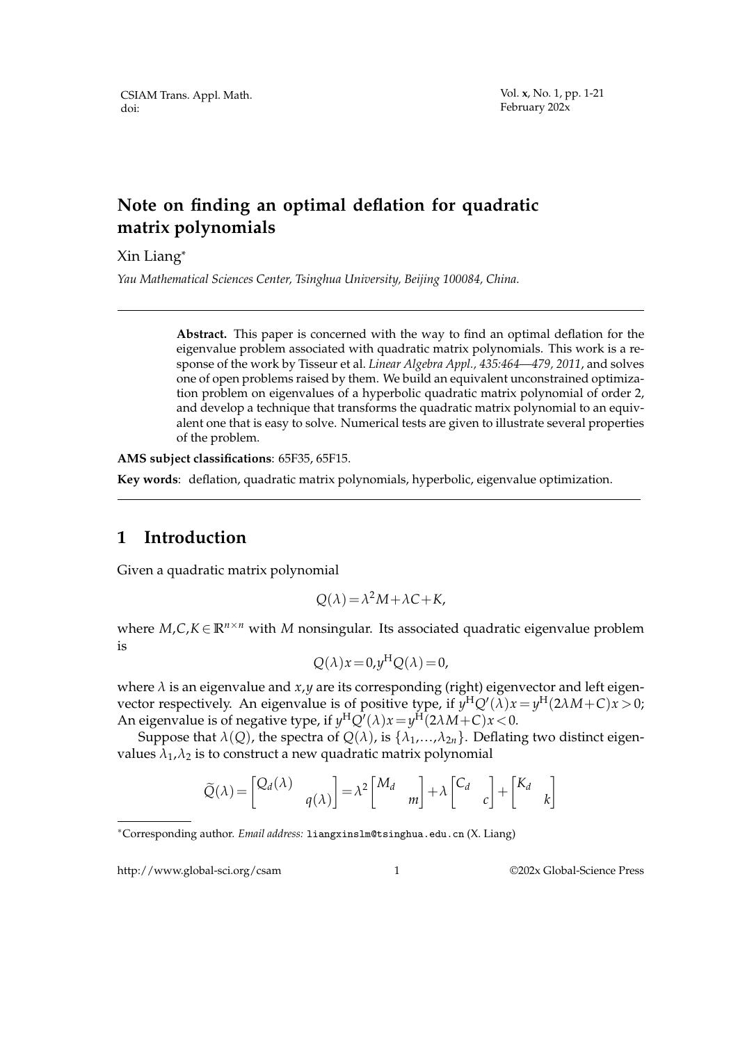# Note on finding an optimal deflation for quadratic matrix polynomials

Xin Liang[*]

*Yau Mathematical Sciences Center, Tsinghua University, Beijing 100084, China.*

---

> **Abstract.** This paper is concerned with the way to find an optimal deflation for the eigenvalue problem associated with quadratic matrix polynomials. This work is a response of the work by Tisseur et al. *Linear Algebra Appl., 435:464—479, 2011*, and solves one of open problems raised by them. We build an equivalent unconstrained optimization problem on eigenvalues of a hyperbolic quadratic matrix polynomial of order 2, and develop a technique that transforms the quadratic matrix polynomial to an equivalent one that is easy to solve. Numerical tests are given to illustrate several properties of the problem.

**AMS subject classifications**: 65F35, 65F15.

**Key words**: deflation, quadratic matrix polynomials, hyperbolic, eigenvalue optimization.

---

## 1 Introduction

Given a quadratic matrix polynomial

$$Q(\lambda) = \lambda^2 M + \lambda C + K,$$

where $M, C, K \in \mathbb{R}^{n\times n}$ with $M$ nonsingular. Its associated quadratic eigenvalue problem is

$$Q(\lambda)x = 0, y^{\mathrm{H}} Q(\lambda) = 0,$$

where $\lambda$ is an eigenvalue and $x, y$ are its corresponding (right) eigenvector and left eigenvector respectively. An eigenvalue is of positive type, if $y^{\mathrm{H}} Q'(\lambda)x = y^{\mathrm{H}}(2\lambda M + C)x > 0$; An eigenvalue is of negative type, if $y^{\mathrm{H}} Q'(\lambda)x = y^{\mathrm{H}}(2\lambda M + C)x < 0$.

Suppose that $\lambda(Q)$, the spectra of $Q(\lambda)$, is $\{\lambda_1, \ldots, \lambda_{2n}\}$. Deflating two distinct eigenvalues $\lambda_1, \lambda_2$ is to construct a new quadratic matrix polynomial

$$\widetilde{Q}(\lambda) = \begin{bmatrix} Q_d(\lambda) & \\ & q(\lambda) \end{bmatrix} = \lambda^2 \begin{bmatrix} M_d & \\ & m \end{bmatrix} + \lambda \begin{bmatrix} C_d & \\ & c \end{bmatrix} + \begin{bmatrix} K_d & \\ & k \end{bmatrix}$$

[*]Corresponding author. *Email address:* liangxinslm@tsinghua.edu.cn (X. Liang)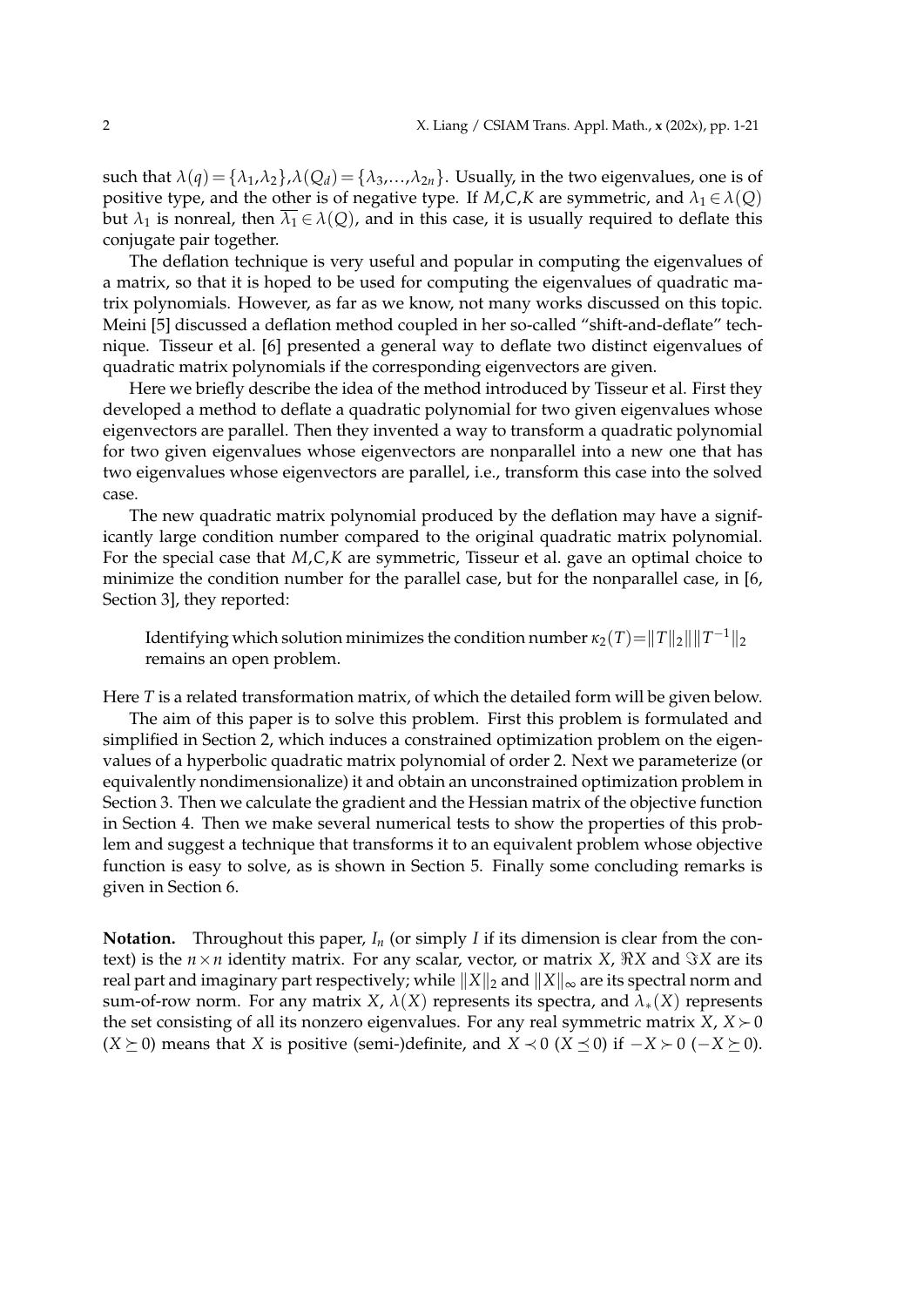such that $\lambda(q)=\{\lambda_1,\lambda_2\},\lambda(Q_d)=\{\lambda_3,\ldots,\lambda_{2n}\}$. Usually, in the two eigenvalues, one is of positive type, and the other is of negative type. If $M,C,K$ are symmetric, and $\lambda_1\in\lambda(Q)$ but $\lambda_1$ is nonreal, then $\overline{\lambda_1}\in\lambda(Q)$, and in this case, it is usually required to deflate this conjugate pair together.

The deflation technique is very useful and popular in computing the eigenvalues of a matrix, so that it is hoped to be used for computing the eigenvalues of quadratic matrix polynomials. However, as far as we know, not many works discussed on this topic. Meini [5] discussed a deflation method coupled in her so-called "shift-and-deflate" technique. Tisseur et al. [6] presented a general way to deflate two distinct eigenvalues of quadratic matrix polynomials if the corresponding eigenvectors are given.

Here we briefly describe the idea of the method introduced by Tisseur et al. First they developed a method to deflate a quadratic polynomial for two given eigenvalues whose eigenvectors are parallel. Then they invented a way to transform a quadratic polynomial for two given eigenvalues whose eigenvectors are nonparallel into a new one that has two eigenvalues whose eigenvectors are parallel, i.e., transform this case into the solved case.

The new quadratic matrix polynomial produced by the deflation may have a significantly large condition number compared to the original quadratic matrix polynomial. For the special case that $M,C,K$ are symmetric, Tisseur et al. gave an optimal choice to minimize the condition number for the parallel case, but for the nonparallel case, in [6, Section 3], they reported:

> Identifying which solution minimizes the condition number $\kappa_2(T)=\|T\|_2\|\|T^{-1}\|_2$ remains an open problem.

Here $T$ is a related transformation matrix, of which the detailed form will be given below.

The aim of this paper is to solve this problem. First this problem is formulated and simplified in Section 2, which induces a constrained optimization problem on the eigenvalues of a hyperbolic quadratic matrix polynomial of order 2. Next we parameterize (or equivalently nondimensionalize) it and obtain an unconstrained optimization problem in Section 3. Then we calculate the gradient and the Hessian matrix of the objective function in Section 4. Then we make several numerical tests to show the properties of this problem and suggest a technique that transforms it to an equivalent problem whose objective function is easy to solve, as is shown in Section 5. Finally some concluding remarks is given in Section 6.

**Notation.** Throughout this paper, $I_n$ (or simply $I$ if its dimension is clear from the context) is the $n\times n$ identity matrix. For any scalar, vector, or matrix $X$, $\Re X$ and $\Im X$ are its real part and imaginary part respectively; while $\|X\|_2$ and $\|X\|_\infty$ are its spectral norm and sum-of-row norm. For any matrix $X$, $\lambda(X)$ represents its spectra, and $\lambda_*(X)$ represents the set consisting of all its nonzero eigenvalues. For any real symmetric matrix $X$, $X\succ 0$ ($X\succeq 0$) means that $X$ is positive (semi-)definite, and $X\prec 0$ ($X\preceq 0$) if $-X\succ 0$ ($-X\succeq 0$).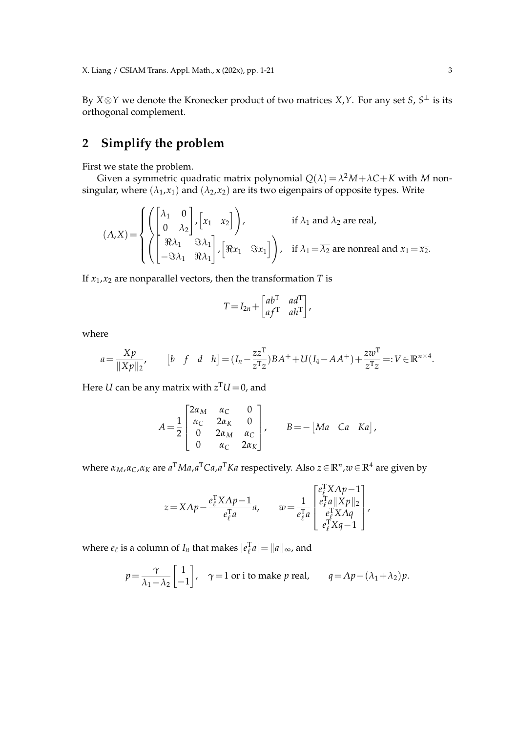By $X \otimes Y$ we denote the Kronecker product of two matrices $X, Y$. For any set $S$, $S^{\perp}$ is its orthogonal complement.

## 2 Simplify the problem

First we state the problem.

Given a symmetric quadratic matrix polynomial $Q(\lambda) = \lambda^2 M + \lambda C + K$ with $M$ nonsingular, where $(\lambda_1, x_1)$ and $(\lambda_2, x_2)$ are its two eigenpairs of opposite types. Write

$$
(\Lambda, X) = \begin{cases} \left( \begin{bmatrix} \lambda_1 & 0 \\ 0 & \lambda_2 \end{bmatrix}, \begin{bmatrix} x_1 & x_2 \end{bmatrix} \right), & \text{if } \lambda_1 \text{ and } \lambda_2 \text{ are real,} \\ \left( \begin{bmatrix} \Re\lambda_1 & \Im\lambda_1 \\ -\Im\lambda_1 & \Re\lambda_1 \end{bmatrix}, \begin{bmatrix} \Re x_1 & \Im x_1 \end{bmatrix} \right), & \text{if } \lambda_1 = \overline{\lambda_2} \text{ are nonreal and } x_1 = \overline{x_2}. \end{cases}
$$

If $x_1, x_2$ are nonparallel vectors, then the transformation $T$ is

$$
T = I_{2n} + \begin{bmatrix} ab^{\mathrm{T}} & ad^{\mathrm{T}} \\ af^{\mathrm{T}} & ah^{\mathrm{T}} \end{bmatrix},
$$

where

$$
a = \frac{Xp}{\|Xp\|_2}, \qquad \begin{bmatrix} b & f & d & h \end{bmatrix} = (I_n - \frac{zz^{\mathrm{T}}}{z^{\mathrm{T}}z}) BA^{+} + U(I_4 - AA^{+}) + \frac{zw^{\mathrm{T}}}{z^{\mathrm{T}}z} =: V \in \mathbb{R}^{n \times 4}.
$$

Here $U$ can be any matrix with $z^{\mathrm{T}}U = 0$, and

$$
A = \frac{1}{2} \begin{bmatrix} 2\alpha_M & \alpha_C & 0 \\ \alpha_C & 2\alpha_K & 0 \\ 0 & 2\alpha_M & \alpha_C \\ 0 & \alpha_C & 2\alpha_K \end{bmatrix}, \qquad B = -\begin{bmatrix} Ma & Ca & Ka \end{bmatrix},
$$

where $\alpha_M, \alpha_C, \alpha_K$ are $a^{\mathrm{T}}Ma, a^{\mathrm{T}}Ca, a^{\mathrm{T}}Ka$ respectively. Also $z \in \mathbb{R}^n, w \in \mathbb{R}^4$ are given by

$$
z = X\Lambda p - \frac{e_\ell^{\mathrm{T}} X \Lambda p - 1}{e_\ell^{\mathrm{T}} a} a, \qquad w = \frac{1}{e_\ell^{\mathrm{T}} a} \begin{bmatrix} e_\ell^{\mathrm{T}} X \Lambda p - 1 \\ e_\ell^{\mathrm{T}} a \|Xp\|_2 \\ e_\ell^{\mathrm{T}} X \Lambda q \\ e_\ell^{\mathrm{T}} X q - 1 \end{bmatrix},
$$

where $e_\ell$ is a column of $I_n$ that makes $|e_\ell^{\mathrm{T}} a| = \|a\|_\infty$, and

$$
p = \frac{\gamma}{\lambda_1 - \lambda_2} \begin{bmatrix} 1 \\ -1 \end{bmatrix}, \quad \gamma = 1 \text{ or } \mathrm{i} \text{ to make } p \text{ real}, \qquad q = \Lambda p - (\lambda_1 + \lambda_2) p.
$$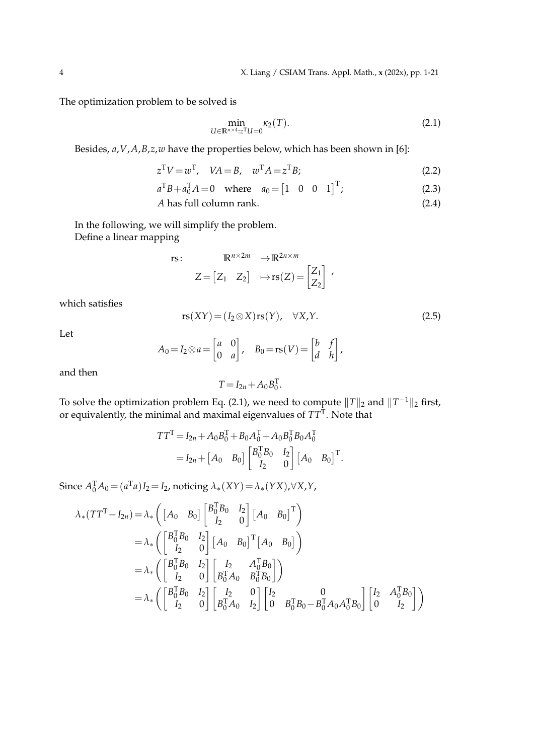The optimization problem to be solved is

$$\min_{U \in \mathbb{R}^{n\times 4}: z^{\mathrm{T}} U = 0} \kappa_2(T). \tag{2.1}$$

Besides, $a, V, A, B, z, w$ have the properties below, which has been shown in [6]:

$$z^{\mathrm{T}} V = w^{\mathrm{T}}, \quad VA = B, \quad w^{\mathrm{T}} A = z^{\mathrm{T}} B; \tag{2.2}$$

$$a^{\mathrm{T}} B + a_0^{\mathrm{T}} A = 0 \quad \text{where} \quad a_0 = \begin{bmatrix} 1 & 0 & 0 & 1 \end{bmatrix}^{\mathrm{T}}; \tag{2.3}$$

$$A \text{ has full column rank.} \tag{2.4}$$

In the following, we will simplify the problem.

Define a linear mapping

$$\begin{aligned} \mathrm{rs}: \qquad \mathbb{R}^{n\times 2m} &\to \mathbb{R}^{2n\times m} \\ Z = \begin{bmatrix} Z_1 & Z_2 \end{bmatrix} &\mapsto \mathrm{rs}(Z) = \begin{bmatrix} Z_1 \\ Z_2 \end{bmatrix}, \end{aligned}$$

which satisfies

$$\mathrm{rs}(XY) = (I_2 \otimes X)\mathrm{rs}(Y), \quad \forall X, Y. \tag{2.5}$$

Let

$$A_0 = I_2 \otimes a = \begin{bmatrix} a & 0 \\ 0 & a \end{bmatrix}, \quad B_0 = \mathrm{rs}(V) = \begin{bmatrix} b & f \\ d & h \end{bmatrix},$$

and then

$$T = I_{2n} + A_0 B_0^{\mathrm{T}}.$$

To solve the optimization problem Eq. (2.1), we need to compute $\|T\|_2$ and $\|T^{-1}\|_2$ first, or equivalently, the minimal and maximal eigenvalues of $TT^{\mathrm{T}}$. Note that

$$\begin{aligned} TT^{\mathrm{T}} &= I_{2n} + A_0 B_0^{\mathrm{T}} + B_0 A_0^{\mathrm{T}} + A_0 B_0^{\mathrm{T}} B_0 A_0^{\mathrm{T}} \\ &= I_{2n} + \begin{bmatrix} A_0 & B_0 \end{bmatrix} \begin{bmatrix} B_0^{\mathrm{T}} B_0 & I_2 \\ I_2 & 0 \end{bmatrix} \begin{bmatrix} A_0 & B_0 \end{bmatrix}^{\mathrm{T}}. \end{aligned}$$

Since $A_0^{\mathrm{T}} A_0 = (a^{\mathrm{T}} a) I_2 = I_2$, noticing $\lambda_*(XY) = \lambda_*(YX), \forall X, Y$,

$$\begin{aligned} \lambda_*(TT^{\mathrm{T}} - I_{2n}) &= \lambda_*\left( \begin{bmatrix} A_0 & B_0 \end{bmatrix} \begin{bmatrix} B_0^{\mathrm{T}} B_0 & I_2 \\ I_2 & 0 \end{bmatrix} \begin{bmatrix} A_0 & B_0 \end{bmatrix}^{\mathrm{T}} \right) \\ &= \lambda_*\left( \begin{bmatrix} B_0^{\mathrm{T}} B_0 & I_2 \\ I_2 & 0 \end{bmatrix} \begin{bmatrix} A_0 & B_0 \end{bmatrix}^{\mathrm{T}} \begin{bmatrix} A_0 & B_0 \end{bmatrix} \right) \\ &= \lambda_*\left( \begin{bmatrix} B_0^{\mathrm{T}} B_0 & I_2 \\ I_2 & 0 \end{bmatrix} \begin{bmatrix} I_2 & A_0^{\mathrm{T}} B_0 \\ B_0^{\mathrm{T}} A_0 & B_0^{\mathrm{T}} B_0 \end{bmatrix} \right) \\ &= \lambda_*\left( \begin{bmatrix} B_0^{\mathrm{T}} B_0 & I_2 \\ I_2 & 0 \end{bmatrix} \begin{bmatrix} I_2 & 0 \\ B_0^{\mathrm{T}} A_0 & I_2 \end{bmatrix} \begin{bmatrix} I_2 & 0 \\ 0 & B_0^{\mathrm{T}} B_0 - B_0^{\mathrm{T}} A_0 A_0^{\mathrm{T}} B_0 \end{bmatrix} \begin{bmatrix} I_2 & A_0^{\mathrm{T}} B_0 \\ 0 & I_2 \end{bmatrix} \right) \end{aligned}$$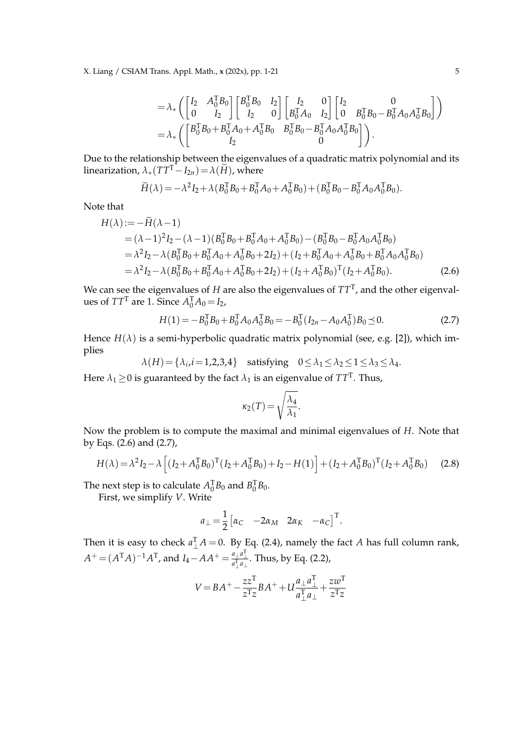$$
\begin{aligned}
&= \lambda_* \left( \begin{bmatrix} I_2 & A_0^{\mathrm{T}} B_0 \\ 0 & I_2 \end{bmatrix} \begin{bmatrix} B_0^{\mathrm{T}} B_0 & I_2 \\ I_2 & 0 \end{bmatrix} \begin{bmatrix} I_2 & 0 \\ B_0^{\mathrm{T}} A_0 & I_2 \end{bmatrix} \begin{bmatrix} I_2 & 0 \\ 0 & B_0^{\mathrm{T}} B_0 - B_0^{\mathrm{T}} A_0 A_0^{\mathrm{T}} B_0 \end{bmatrix} \right) \\
&= \lambda_* \left( \begin{bmatrix} B_0^{\mathrm{T}} B_0 + B_0^{\mathrm{T}} A_0 + A_0^{\mathrm{T}} B_0 & B_0^{\mathrm{T}} B_0 - B_0^{\mathrm{T}} A_0 A_0^{\mathrm{T}} B_0 \\ I_2 & 0 \end{bmatrix} \right).
\end{aligned}
$$

Due to the relationship between the eigenvalues of a quadratic matrix polynomial and its linearization, $\lambda_*(TT^{\mathrm{T}} - I_{2n}) = \lambda(\widetilde{H})$, where

$$
\widetilde{H}(\lambda) = -\lambda^2 I_2 + \lambda (B_0^{\mathrm{T}} B_0 + B_0^{\mathrm{T}} A_0 + A_0^{\mathrm{T}} B_0) + (B_0^{\mathrm{T}} B_0 - B_0^{\mathrm{T}} A_0 A_0^{\mathrm{T}} B_0).
$$

Note that

$$
\begin{aligned}
H(\lambda) &:= -\widetilde{H}(\lambda - 1) \\
&= (\lambda-1)^2 I_2 - (\lambda-1)(B_0^{\mathrm{T}} B_0 + B_0^{\mathrm{T}} A_0 + A_0^{\mathrm{T}} B_0) - (B_0^{\mathrm{T}} B_0 - B_0^{\mathrm{T}} A_0 A_0^{\mathrm{T}} B_0) \\
&= \lambda^2 I_2 - \lambda (B_0^{\mathrm{T}} B_0 + B_0^{\mathrm{T}} A_0 + A_0^{\mathrm{T}} B_0 + 2I_2) + (I_2 + B_0^{\mathrm{T}} A_0 + A_0^{\mathrm{T}} B_0 + B_0^{\mathrm{T}} A_0 A_0^{\mathrm{T}} B_0) \\
&= \lambda^2 I_2 - \lambda (B_0^{\mathrm{T}} B_0 + B_0^{\mathrm{T}} A_0 + A_0^{\mathrm{T}} B_0 + 2I_2) + (I_2 + A_0^{\mathrm{T}} B_0)^{\mathrm{T}} (I_2 + A_0^{\mathrm{T}} B_0). \qquad (2.6)
\end{aligned}
$$

We can see the eigenvalues of $H$ are also the eigenvalues of $TT^{\mathrm{T}}$, and the other eigenvalues of $TT^{\mathrm{T}}$ are 1. Since $A_0^{\mathrm{T}} A_0 = I_2$,

$$
H(1) = -B_0^{\mathrm{T}} B_0 + B_0^{\mathrm{T}} A_0 A_0^{\mathrm{T}} B_0 = -B_0^{\mathrm{T}} (I_{2n} - A_0 A_0^{\mathrm{T}}) B_0 \preceq 0. \qquad (2.7)
$$

Hence $H(\lambda)$ is a semi-hyperbolic quadratic matrix polynomial (see, e.g. [2]), which implies

$$
\lambda(H) = \{\lambda_i, i = 1,2,3,4\} \quad \text{satisfying} \quad 0 \le \lambda_1 \le \lambda_2 \le 1 \le \lambda_3 \le \lambda_4.
$$

Here $\lambda_1 \ge 0$ is guaranteed by the fact $\lambda_1$ is an eigenvalue of $TT^{\mathrm{T}}$. Thus,

$$
\kappa_2(T) = \sqrt{\frac{\lambda_4}{\lambda_1}}.
$$

Now the problem is to compute the maximal and minimal eigenvalues of $H$. Note that by Eqs. (2.6) and (2.7),

$$
H(\lambda) = \lambda^2 I_2 - \lambda \Big[ (I_2 + A_0^{\mathrm{T}} B_0)^{\mathrm{T}} (I_2 + A_0^{\mathrm{T}} B_0) + I_2 - H(1) \Big] + (I_2 + A_0^{\mathrm{T}} B_0)^{\mathrm{T}} (I_2 + A_0^{\mathrm{T}} B_0) \qquad (2.8)
$$

The next step is to calculate $A_0^{\mathrm{T}} B_0$ and $B_0^{\mathrm{T}} B_0$.

First, we simplify $V$. Write

$$
a_\perp = \frac{1}{2} \begin{bmatrix} \alpha_C & -2\alpha_M & 2\alpha_K & -\alpha_C \end{bmatrix}^{\mathrm{T}}.
$$

Then it is easy to check $a_\perp^{\mathrm{T}} A = 0$. By Eq. (2.4), namely the fact $A$ has full column rank, $A^+ = (A^{\mathrm{T}} A)^{-1} A^{\mathrm{T}}$, and $I_4 - AA^+ = \frac{a_\perp a_\perp^{\mathrm{T}}}{a_\perp^{\mathrm{T}} a_\perp}$. Thus, by Eq. (2.2),

$$
V = BA^+ - \frac{zz^{\mathrm{T}}}{z^{\mathrm{T}} z} BA^+ + U \frac{a_\perp a_\perp^{\mathrm{T}}}{a_\perp^{\mathrm{T}} a_\perp} + \frac{zw^{\mathrm{T}}}{z^{\mathrm{T}} z}
$$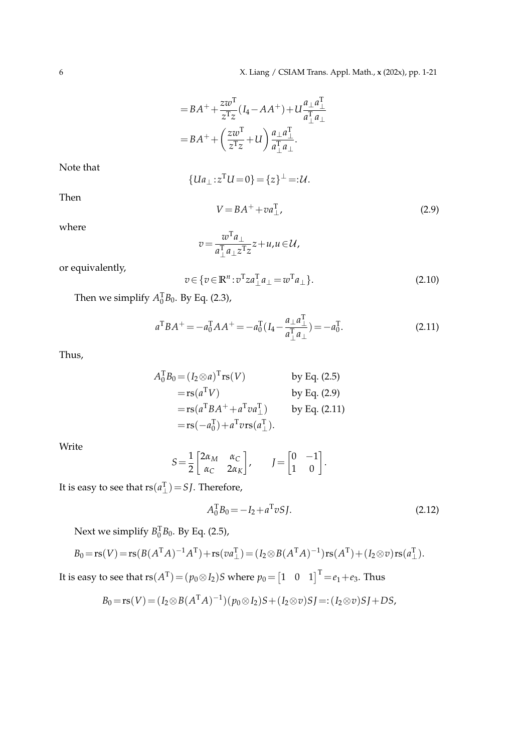$$
\begin{aligned}
&= BA^+ + \frac{zw^{\mathrm{T}}}{z^{\mathrm{T}}z}(I_4 - AA^+) + U\frac{a_\perp a_\perp^{\mathrm{T}}}{a_\perp^{\mathrm{T}} a_\perp} \\
&= BA^+ + \left(\frac{zw^{\mathrm{T}}}{z^{\mathrm{T}}z} + U\right)\frac{a_\perp a_\perp^{\mathrm{T}}}{a_\perp^{\mathrm{T}} a_\perp}.
\end{aligned}
$$

Note that

$$
\{Ua_\perp : z^{\mathrm{T}}U = 0\} = \{z\}^\perp =: \mathcal{U}.
$$

Then

$$
V = BA^+ + va_\perp^{\mathrm{T}}, \tag{2.9}
$$

where

$$
v = \frac{w^{\mathrm{T}} a_\perp}{a_\perp^{\mathrm{T}} a_\perp z^{\mathrm{T}} z} z + u, u \in \mathcal{U},
$$

or equivalently,

$$
v \in \{v \in \mathbb{R}^n : v^{\mathrm{T}} z a_\perp^{\mathrm{T}} a_\perp = w^{\mathrm{T}} a_\perp\}. \tag{2.10}
$$

Then we simplify $A_0^{\mathrm{T}} B_0$. By Eq. (2.3),

$$
a^{\mathrm{T}} BA^+ = -a_0^{\mathrm{T}} AA^+ = -a_0^{\mathrm{T}}\left(I_4 - \frac{a_\perp a_\perp^{\mathrm{T}}}{a_\perp^{\mathrm{T}} a_\perp}\right) = -a_0^{\mathrm{T}}. \tag{2.11}
$$

Thus,

$$
\begin{aligned}
A_0^{\mathrm{T}} B_0 &= (I_2 \otimes a)^{\mathrm{T}} \mathrm{rs}(V) && \text{by Eq. (2.5)} \\
&= \mathrm{rs}(a^{\mathrm{T}} V) && \text{by Eq. (2.9)} \\
&= \mathrm{rs}(a^{\mathrm{T}} BA^+ + a^{\mathrm{T}} v a_\perp^{\mathrm{T}}) && \text{by Eq. (2.11)} \\
&= \mathrm{rs}(-a_0^{\mathrm{T}}) + a^{\mathrm{T}} v\, \mathrm{rs}(a_\perp^{\mathrm{T}}).
\end{aligned}
$$

Write

$$
S = \frac{1}{2}\begin{bmatrix} 2\alpha_M & \alpha_C \\ \alpha_C & 2\alpha_K \end{bmatrix}, \qquad J = \begin{bmatrix} 0 & -1 \\ 1 & 0 \end{bmatrix}.
$$

It is easy to see that $\mathrm{rs}(a_\perp^{\mathrm{T}}) = SJ$. Therefore,

$$
A_0^{\mathrm{T}} B_0 = -I_2 + a^{\mathrm{T}} v SJ. \tag{2.12}
$$

Next we simplify $B_0^{\mathrm{T}} B_0$. By Eq. (2.5),

$$
B_0 = \mathrm{rs}(V) = \mathrm{rs}(B(A^{\mathrm{T}}A)^{-1}A^{\mathrm{T}}) + \mathrm{rs}(va_\perp^{\mathrm{T}}) = (I_2 \otimes B(A^{\mathrm{T}}A)^{-1})\mathrm{rs}(A^{\mathrm{T}}) + (I_2 \otimes v)\mathrm{rs}(a_\perp^{\mathrm{T}}).
$$

It is easy to see that $\mathrm{rs}(A^{\mathrm{T}}) = (p_0 \otimes I_2)S$ where $p_0 = \begin{bmatrix} 1 & 0 & 1 \end{bmatrix}^{\mathrm{T}} = e_1 + e_3$. Thus

$$
B_0 = \mathrm{rs}(V) = (I_2 \otimes B(A^{\mathrm{T}}A)^{-1})(p_0 \otimes I_2)S + (I_2 \otimes v)SJ =: (I_2 \otimes v)SJ + DS,
$$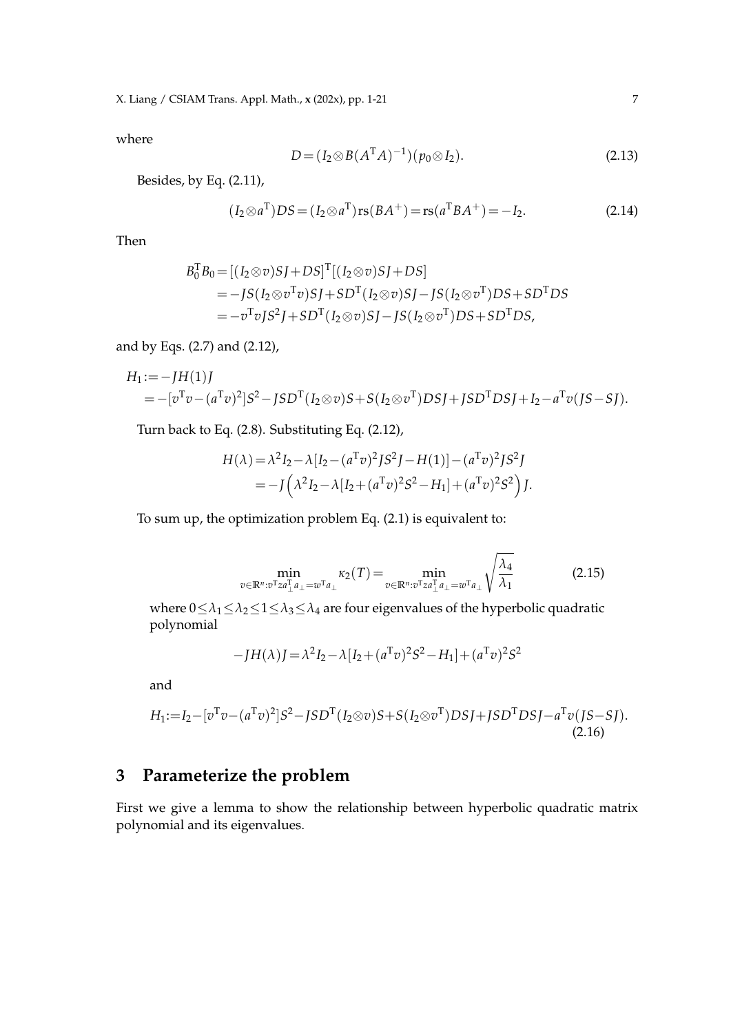where

$$D = (I_2 \otimes B(A^{\mathrm{T}}A)^{-1})(p_0 \otimes I_2). \tag{2.13}$$

Besides, by Eq. (2.11),

$$(I_2 \otimes a^{\mathrm{T}})DS = (I_2 \otimes a^{\mathrm{T}})\mathrm{rs}(BA^+) = \mathrm{rs}(a^{\mathrm{T}}BA^+) = -I_2. \tag{2.14}$$

Then

$$\begin{aligned}
B_0^{\mathrm{T}}B_0 &= [(I_2 \otimes v)SJ + DS]^{\mathrm{T}}[(I_2 \otimes v)SJ + DS] \\
&= -JS(I_2 \otimes v^{\mathrm{T}}v)SJ + SD^{\mathrm{T}}(I_2 \otimes v)SJ - JS(I_2 \otimes v^{\mathrm{T}})DS + SD^{\mathrm{T}}DS \\
&= -v^{\mathrm{T}}vJS^2J + SD^{\mathrm{T}}(I_2 \otimes v)SJ - JS(I_2 \otimes v^{\mathrm{T}})DS + SD^{\mathrm{T}}DS,
\end{aligned}$$

and by Eqs. (2.7) and (2.12),

$$\begin{aligned}
H_1 &:= -JH(1)J \\
&= -[v^{\mathrm{T}}v - (a^{\mathrm{T}}v)^2]S^2 - JSD^{\mathrm{T}}(I_2 \otimes v)S + S(I_2 \otimes v^{\mathrm{T}})DSJ + JSD^{\mathrm{T}}DSJ + I_2 - a^{\mathrm{T}}v(JS - SJ).
\end{aligned}$$

Turn back to Eq. (2.8). Substituting Eq. (2.12),

$$\begin{aligned}
H(\lambda) &= \lambda^2 I_2 - \lambda[I_2 - (a^{\mathrm{T}}v)^2 JS^2 J - H(1)] - (a^{\mathrm{T}}v)^2 JS^2 J \\
&= -J\Big(\lambda^2 I_2 - \lambda[I_2 + (a^{\mathrm{T}}v)^2 S^2 - H_1] + (a^{\mathrm{T}}v)^2 S^2\Big)J.
\end{aligned}$$

To sum up, the optimization problem Eq. (2.1) is equivalent to:

$$\min_{v \in \mathbb{R}^n : v^{\mathrm{T}} z a_{\perp}^{\mathrm{T}} a_{\perp} = w^{\mathrm{T}} a_{\perp}} \kappa_2(T) = \min_{v \in \mathbb{R}^n : v^{\mathrm{T}} z a_{\perp}^{\mathrm{T}} a_{\perp} = w^{\mathrm{T}} a_{\perp}} \sqrt{\frac{\lambda_4}{\lambda_1}} \tag{2.15}$$

where $0 \le \lambda_1 \le \lambda_2 \le 1 \le \lambda_3 \le \lambda_4$ are four eigenvalues of the hyperbolic quadratic polynomial

$$-JH(\lambda)J = \lambda^2 I_2 - \lambda[I_2 + (a^{\mathrm{T}}v)^2 S^2 - H_1] + (a^{\mathrm{T}}v)^2 S^2$$

and

$$H_1 := I_2 - [v^{\mathrm{T}}v - (a^{\mathrm{T}}v)^2]S^2 - JSD^{\mathrm{T}}(I_2 \otimes v)S + S(I_2 \otimes v^{\mathrm{T}})DSJ + JSD^{\mathrm{T}}DSJ - a^{\mathrm{T}}v(JS - SJ). \tag{2.16}$$

# 3 Parameterize the problem

First we give a lemma to show the relationship between hyperbolic quadratic matrix polynomial and its eigenvalues.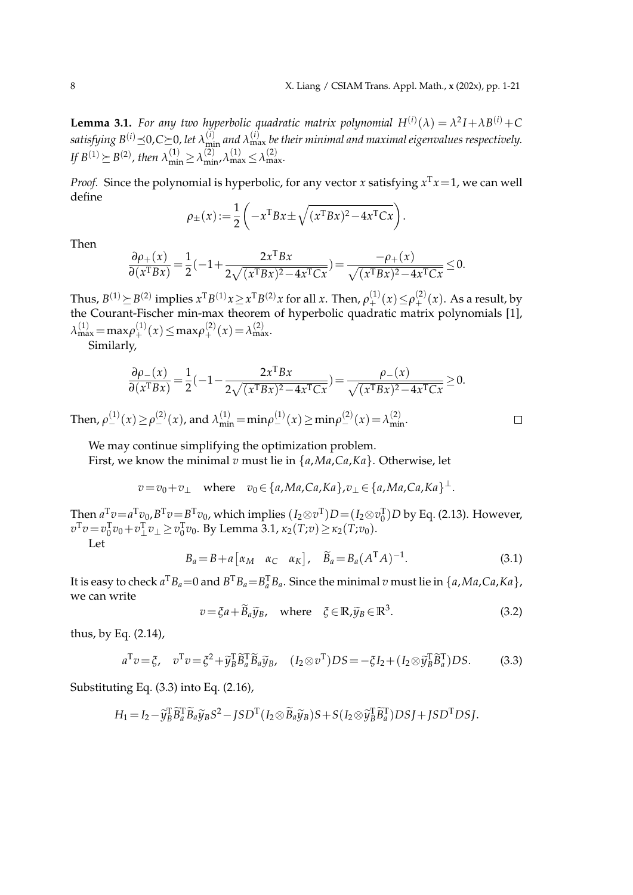**Lemma 3.1.** *For any two hyperbolic quadratic matrix polynomial $H^{(i)}(\lambda) = \lambda^2 I + \lambda B^{(i)} + C$ satisfying $B^{(i)} \preceq 0, C \succeq 0$, let $\lambda_{\min}^{(i)}$ and $\lambda_{\max}^{(i)}$ be their minimal and maximal eigenvalues respectively. If $B^{(1)} \succeq B^{(2)}$, then $\lambda_{\min}^{(1)} \geq \lambda_{\min}^{(2)}, \lambda_{\max}^{(1)} \leq \lambda_{\max}^{(2)}$.*

*Proof.* Since the polynomial is hyperbolic, for any vector $x$ satisfying $x^{\mathrm{T}}x = 1$, we can well define

$$\rho_{\pm}(x) := \frac{1}{2}\left(-x^{\mathrm{T}}Bx \pm \sqrt{(x^{\mathrm{T}}Bx)^2 - 4x^{\mathrm{T}}Cx}\right).$$

Then

$$\frac{\partial \rho_+(x)}{\partial (x^{\mathrm{T}}Bx)} = \frac{1}{2}\left(-1 + \frac{2x^{\mathrm{T}}Bx}{2\sqrt{(x^{\mathrm{T}}Bx)^2 - 4x^{\mathrm{T}}Cx}}\right) = \frac{-\rho_+(x)}{\sqrt{(x^{\mathrm{T}}Bx)^2 - 4x^{\mathrm{T}}Cx}} \leq 0.$$

Thus, $B^{(1)} \succeq B^{(2)}$ implies $x^{\mathrm{T}}B^{(1)}x \geq x^{\mathrm{T}}B^{(2)}x$ for all $x$. Then, $\rho_+^{(1)}(x) \leq \rho_+^{(2)}(x)$. As a result, by the Courant-Fischer min-max theorem of hyperbolic quadratic matrix polynomials [1], $\lambda_{\max}^{(1)} = \max \rho_+^{(1)}(x) \leq \max \rho_+^{(2)}(x) = \lambda_{\max}^{(2)}$.

Similarly,

$$\frac{\partial \rho_-(x)}{\partial (x^{\mathrm{T}}Bx)} = \frac{1}{2}\left(-1 - \frac{2x^{\mathrm{T}}Bx}{2\sqrt{(x^{\mathrm{T}}Bx)^2 - 4x^{\mathrm{T}}Cx}}\right) = \frac{\rho_-(x)}{\sqrt{(x^{\mathrm{T}}Bx)^2 - 4x^{\mathrm{T}}Cx}} \geq 0.$$

Then, $\rho_-^{(1)}(x) \geq \rho_-^{(2)}(x)$, and $\lambda_{\min}^{(1)} = \min \rho_-^{(1)}(x) \geq \min \rho_-^{(2)}(x) = \lambda_{\min}^{(2)}$. $\square$

We may continue simplifying the optimization problem.

First, we know the minimal $v$ must lie in $\{a, Ma, Ca, Ka\}$. Otherwise, let

$$v = v_0 + v_\perp \quad \text{where} \quad v_0 \in \{a, Ma, Ca, Ka\}, v_\perp \in \{a, Ma, Ca, Ka\}^\perp.$$

Then $a^{\mathrm{T}}v = a^{\mathrm{T}}v_0, B^{\mathrm{T}}v = B^{\mathrm{T}}v_0$, which implies $(I_2 \otimes v^{\mathrm{T}})D = (I_2 \otimes v_0^{\mathrm{T}})D$ by Eq. (2.13). However, $v^{\mathrm{T}}v = v_0^{\mathrm{T}}v_0 + v_\perp^{\mathrm{T}}v_\perp \geq v_0^{\mathrm{T}}v_0$. By Lemma 3.1, $\kappa_2(T;v) \geq \kappa_2(T;v_0)$.

Let

$$B_a = B + a\begin{bmatrix} \alpha_M & \alpha_C & \alpha_K \end{bmatrix}, \quad \widetilde{B}_a = B_a(A^{\mathrm{T}}A)^{-1}. \tag{3.1}$$

It is easy to check $a^{\mathrm{T}}B_a = 0$ and $B^{\mathrm{T}}B_a = B_a^{\mathrm{T}}B_a$. Since the minimal $v$ must lie in $\{a, Ma, Ca, Ka\}$, we can write

$$v = \xi a + \widetilde{B}_a \widetilde{y}_B, \quad \text{where} \quad \xi \in \mathbb{R}, \widetilde{y}_B \in \mathbb{R}^3. \tag{3.2}$$

thus, by Eq. (2.14),

$$a^{\mathrm{T}}v = \xi, \quad v^{\mathrm{T}}v = \xi^2 + \widetilde{y}_B^{\mathrm{T}}\widetilde{B}_a^{\mathrm{T}}\widetilde{B}_a\widetilde{y}_B, \quad (I_2 \otimes v^{\mathrm{T}})DS = -\xi I_2 + (I_2 \otimes \widetilde{y}_B^{\mathrm{T}}\widetilde{B}_a^{\mathrm{T}})DS. \tag{3.3}$$

Substituting Eq. (3.3) into Eq. (2.16),

$$H_1 = I_2 - \widetilde{y}_B^{\mathrm{T}}\widetilde{B}_a^{\mathrm{T}}\widetilde{B}_a\widetilde{y}_B S^2 - JSD^{\mathrm{T}}(I_2 \otimes \widetilde{B}_a\widetilde{y}_B)S + S(I_2 \otimes \widetilde{y}_B^{\mathrm{T}}\widetilde{B}_a^{\mathrm{T}})DSJ + JSD^{\mathrm{T}}DSJ.$$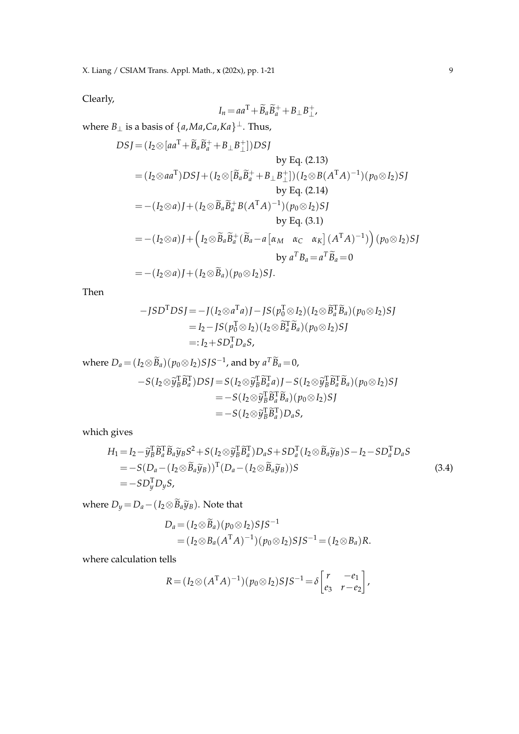Clearly,

$$I_n = aa^{\mathrm{T}} + \widetilde{B}_a \widetilde{B}_a^{+} + B_{\perp} B_{\perp}^{+},$$

where $B_{\perp}$ is a basis of $\{a, Ma, Ca, Ka\}^{\perp}$. Thus,

$$\begin{aligned}
DSJ &= (I_2 \otimes [aa^{\mathrm{T}} + \widetilde{B}_a \widetilde{B}_a^{+} + B_{\perp} B_{\perp}^{+}]) DSJ \\
&\qquad\qquad\qquad \text{by Eq. (2.13)} \\
&= (I_2 \otimes aa^{\mathrm{T}}) DSJ + (I_2 \otimes [\widetilde{B}_a \widetilde{B}_a^{+} + B_{\perp} B_{\perp}^{+}])(I_2 \otimes B(A^{\mathrm{T}}A)^{-1})(p_0 \otimes I_2) SJ \\
&\qquad\qquad\qquad \text{by Eq. (2.14)} \\
&= -(I_2 \otimes a) J + (I_2 \otimes \widetilde{B}_a \widetilde{B}_a^{+} B (A^{\mathrm{T}}A)^{-1})(p_0 \otimes I_2) SJ \\
&\qquad\qquad\qquad \text{by Eq. (3.1)} \\
&= -(I_2 \otimes a) J + \left( I_2 \otimes \widetilde{B}_a \widetilde{B}_a^{+} (\widetilde{B}_a - a \begin{bmatrix} \alpha_M & \alpha_C & \alpha_K \end{bmatrix} (A^{\mathrm{T}}A)^{-1}) \right)(p_0 \otimes I_2) SJ \\
&\qquad\qquad\qquad \text{by } a^T B_a = a^T \widetilde{B}_a = 0 \\
&= -(I_2 \otimes a) J + (I_2 \otimes \widetilde{B}_a)(p_0 \otimes I_2) SJ.
\end{aligned}$$

Then

$$\begin{aligned}
-JSD^{\mathrm{T}}DSJ &= -J(I_2 \otimes a^{\mathrm{T}} a) J - JS(p_0^{\mathrm{T}} \otimes I_2)(I_2 \otimes \widetilde{B}_a^{\mathrm{T}} \widetilde{B}_a)(p_0 \otimes I_2) SJ \\
&= I_2 - JS(p_0^{\mathrm{T}} \otimes I_2)(I_2 \otimes \widetilde{B}_a^{\mathrm{T}} \widetilde{B}_a)(p_0 \otimes I_2) SJ \\
&=: I_2 + SD_a^{\mathrm{T}} D_a S,
\end{aligned}$$

where $D_a = (I_2 \otimes \widetilde{B}_a)(p_0 \otimes I_2) SJS^{-1}$, and by $a^T \widetilde{B}_a = 0$,

$$\begin{aligned}
-S(I_2 \otimes \widetilde{y}_B^{\mathrm{T}} \widetilde{B}_a^{\mathrm{T}}) DSJ &= S(I_2 \otimes \widetilde{y}_B^{\mathrm{T}} \widetilde{B}_a^{\mathrm{T}} a) J - S(I_2 \otimes \widetilde{y}_B^{\mathrm{T}} \widetilde{B}_a^{\mathrm{T}} \widetilde{B}_a)(p_0 \otimes I_2) SJ \\
&= -S(I_2 \otimes \widetilde{y}_B^{\mathrm{T}} \widetilde{B}_a^{\mathrm{T}} \widetilde{B}_a)(p_0 \otimes I_2) SJ \\
&= -S(I_2 \otimes \widetilde{y}_B^{\mathrm{T}} \widetilde{B}_a^{\mathrm{T}}) D_a S,
\end{aligned}$$

which gives

$$\begin{aligned}
H_1 &= I_2 - \widetilde{y}_B^{\mathrm{T}} \widetilde{B}_a^{\mathrm{T}} \widetilde{B}_a \widetilde{y}_B S^2 + S(I_2 \otimes \widetilde{y}_B^{\mathrm{T}} \widetilde{B}_a^{\mathrm{T}}) D_a S + SD_a^{\mathrm{T}} (I_2 \otimes \widetilde{B}_a \widetilde{y}_B) S - I_2 - SD_a^{\mathrm{T}} D_a S \\
&= -S(D_a - (I_2 \otimes \widetilde{B}_a \widetilde{y}_B))^{\mathrm{T}} (D_a - (I_2 \otimes \widetilde{B}_a \widetilde{y}_B)) S \\
&= -SD_y^{\mathrm{T}} D_y S,
\end{aligned} \tag{3.4}$$

where $D_y = D_a - (I_2 \otimes \widetilde{B}_a \widetilde{y}_B)$. Note that

$$\begin{aligned}
D_a &= (I_2 \otimes \widetilde{B}_a)(p_0 \otimes I_2) SJS^{-1} \\
&\quad = (I_2 \otimes B_a (A^{\mathrm{T}}A)^{-1})(p_0 \otimes I_2) SJS^{-1} = (I_2 \otimes B_a) R.
\end{aligned}$$

where calculation tells

$$R = (I_2 \otimes (A^{\mathrm{T}}A)^{-1})(p_0 \otimes I_2) SJS^{-1} = \delta \begin{bmatrix} r & -e_1 \\ e_3 & r - e_2 \end{bmatrix},$$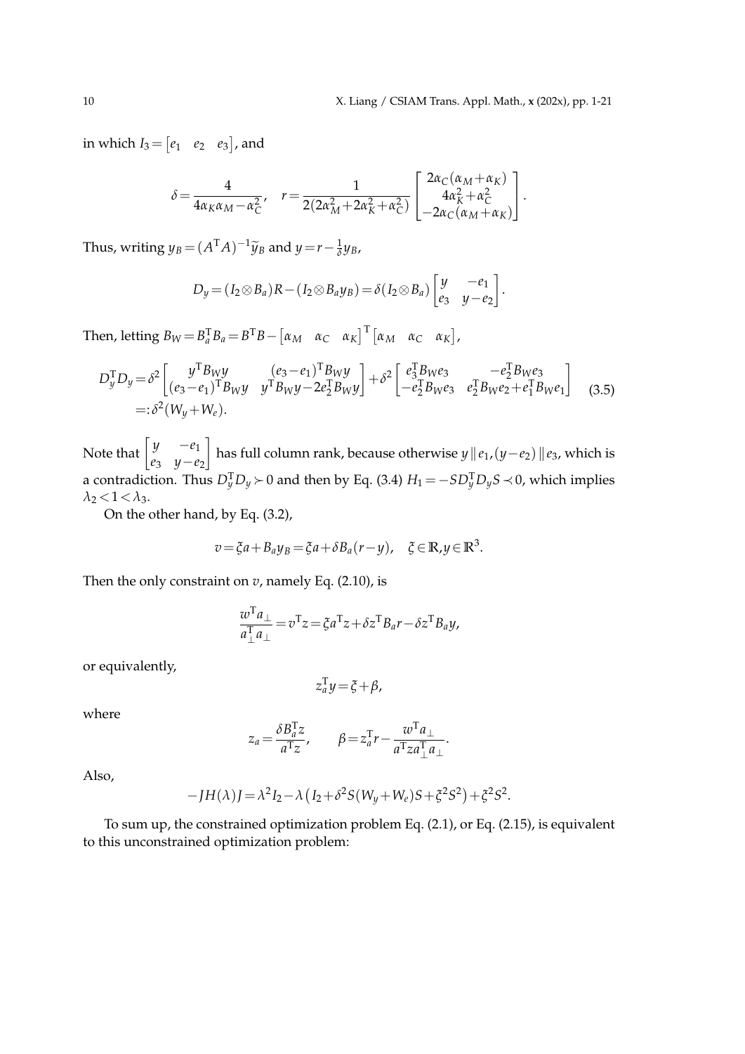in which $I_3 = \begin{bmatrix} e_1 & e_2 & e_3 \end{bmatrix}$, and

$$\delta = \frac{4}{4\alpha_K\alpha_M - \alpha_C^2}, \quad r = \frac{1}{2(2\alpha_M^2 + 2\alpha_K^2 + \alpha_C^2)} \begin{bmatrix} 2\alpha_C(\alpha_M + \alpha_K) \\ 4\alpha_K^2 + \alpha_C^2 \\ -2\alpha_C(\alpha_M + \alpha_K) \end{bmatrix}.$$

Thus, writing $y_B = (A^{\mathrm{T}}A)^{-1}\widetilde{y}_B$ and $y = r - \frac{1}{\delta}y_B$,

$$D_y = (I_2 \otimes B_a)R - (I_2 \otimes B_a y_B) = \delta(I_2 \otimes B_a)\begin{bmatrix} y & -e_1 \\ e_3 & y - e_2 \end{bmatrix}.$$

Then, letting $B_W = B_a^{\mathrm{T}}B_a = B^{\mathrm{T}}B - \begin{bmatrix} \alpha_M & \alpha_C & \alpha_K \end{bmatrix}^{\mathrm{T}} \begin{bmatrix} \alpha_M & \alpha_C & \alpha_K \end{bmatrix}$,

$$\begin{aligned} D_y^{\mathrm{T}}D_y &= \delta^2 \begin{bmatrix} y^{\mathrm{T}}B_W y & (e_3 - e_1)^{\mathrm{T}}B_W y \\ (e_3 - e_1)^{\mathrm{T}}B_W y & y^{\mathrm{T}}B_W y - 2e_2^{\mathrm{T}}B_W y \end{bmatrix} + \delta^2 \begin{bmatrix} e_3^{\mathrm{T}}B_W e_3 & -e_2^{\mathrm{T}}B_W e_3 \\ -e_2^{\mathrm{T}}B_W e_3 & e_2^{\mathrm{T}}B_W e_2 + e_1^{\mathrm{T}}B_W e_1 \end{bmatrix} \\ &=: \delta^2(W_y + W_e). \end{aligned} \tag{3.5}$$

Note that $\begin{bmatrix} y & -e_1 \\ e_3 & y - e_2 \end{bmatrix}$ has full column rank, because otherwise $y \parallel e_1, (y - e_2) \parallel e_3$, which is a contradiction. Thus $D_y^{\mathrm{T}}D_y \succ 0$ and then by Eq. (3.4) $H_1 = -SD_y^{\mathrm{T}}D_y S \prec 0$, which implies $\lambda_2 < 1 < \lambda_3$.

On the other hand, by Eq. (3.2),

$$v = \xi a + B_a y_B = \xi a + \delta B_a(r - y), \quad \xi \in \mathbb{R}, y \in \mathbb{R}^3.$$

Then the only constraint on $v$, namely Eq. (2.10), is

$$\frac{w^{\mathrm{T}}a_\perp}{a_\perp^{\mathrm{T}}a_\perp} = v^{\mathrm{T}}z = \xi a^{\mathrm{T}}z + \delta z^{\mathrm{T}}B_a r - \delta z^{\mathrm{T}}B_a y,$$

or equivalently,

$$z_a^{\mathrm{T}}y = \xi + \beta,$$

where

$$z_a = \frac{\delta B_a^{\mathrm{T}}z}{a^{\mathrm{T}}z}, \qquad \beta = z_a^{\mathrm{T}}r - \frac{w^{\mathrm{T}}a_\perp}{a^{\mathrm{T}}z a_\perp^{\mathrm{T}}a_\perp}.$$

Also,

$$-JH(\lambda)J = \lambda^2 I_2 - \lambda\left(I_2 + \delta^2 S(W_y + W_e)S + \xi^2 S^2\right) + \xi^2 S^2.$$

To sum up, the constrained optimization problem Eq. (2.1), or Eq. (2.15), is equivalent to this unconstrained optimization problem: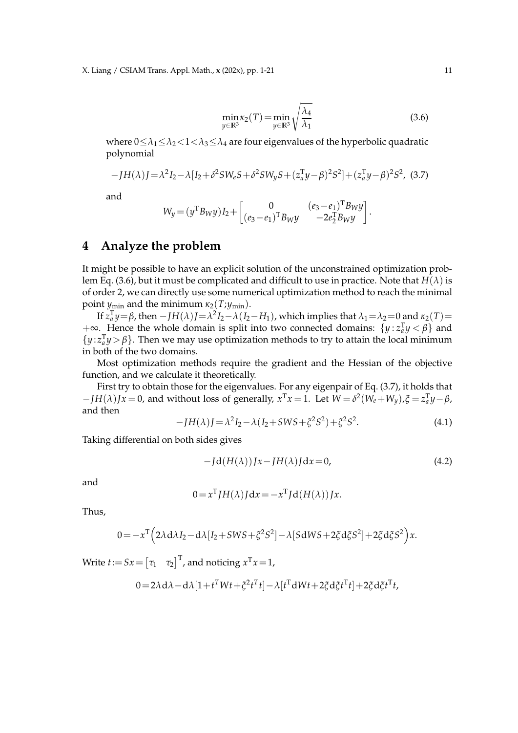$$\min_{y\in\mathbb{R}^3}\kappa_2(T)=\min_{y\in\mathbb{R}^3}\sqrt{\frac{\lambda_4}{\lambda_1}} \tag{3.6}$$

where $0\leq\lambda_1\leq\lambda_2<1<\lambda_3\leq\lambda_4$ are four eigenvalues of the hyperbolic quadratic polynomial

$$-JH(\lambda)J=\lambda^2 I_2-\lambda[I_2+\delta^2 SW_eS+\delta^2 SW_yS+(z_a^{\mathrm{T}}y-\beta)^2S^2]+(z_a^{\mathrm{T}}y-\beta)^2S^2, \tag{3.7}$$

and

$$W_y=(y^{\mathrm{T}}B_Wy)I_2+\begin{bmatrix}0 & (e_3-e_1)^{\mathrm{T}}B_Wy\\ (e_3-e_1)^{\mathrm{T}}B_Wy & -2e_2^{\mathrm{T}}B_Wy\end{bmatrix}.$$

# 4 Analyze the problem

It might be possible to have an explicit solution of the unconstrained optimization problem Eq. (3.6), but it must be complicated and difficult to use in practice. Note that $H(\lambda)$ is of order 2, we can directly use some numerical optimization method to reach the minimal point $y_{\min}$ and the minimum $\kappa_2(T;y_{\min})$.

If $z_a^{\mathrm{T}}y=\beta$, then $-JH(\lambda)J=\lambda^2I_2-\lambda(I_2-H_1)$, which implies that $\lambda_1=\lambda_2=0$ and $\kappa_2(T)=+\infty$. Hence the whole domain is split into two connected domains: $\{y:z_a^{\mathrm{T}}y<\beta\}$ and $\{y:z_a^{\mathrm{T}}y>\beta\}$. Then we may use optimization methods to try to attain the local minimum in both of the two domains.

Most optimization methods require the gradient and the Hessian of the objective function, and we calculate it theoretically.

First try to obtain those for the eigenvalues. For any eigenpair of Eq. (3.7), it holds that $-JH(\lambda)Jx=0$, and without loss of generally, $x^{\mathrm{T}}x=1$. Let $W=\delta^2(W_e+W_y),\xi=z_a^{\mathrm{T}}y-\beta$, and then

$$-JH(\lambda)J=\lambda^2I_2-\lambda(I_2+SWS+\xi^2S^2)+\xi^2S^2. \tag{4.1}$$

Taking differential on both sides gives

$$-J\mathrm{d}(H(\lambda))Jx-JH(\lambda)J\mathrm{d}x=0, \tag{4.2}$$

and

$$0=x^{\mathrm{T}}JH(\lambda)J\mathrm{d}x=-x^{\mathrm{T}}J\mathrm{d}(H(\lambda))Jx.$$

Thus,

$$0=-x^{\mathrm{T}}\Big(2\lambda\mathrm{d}\lambda I_2-\mathrm{d}\lambda[I_2+SWS+\xi^2S^2]-\lambda[S\mathrm{d}WS+2\xi\mathrm{d}\xi S^2]+2\xi\mathrm{d}\xi S^2\Big)x.$$

Write $t:=Sx=\begin{bmatrix}\tau_1 & \tau_2\end{bmatrix}^{\mathrm{T}}$, and noticing $x^{\mathrm{T}}x=1$,

$$0=2\lambda\mathrm{d}\lambda-\mathrm{d}\lambda[1+t^TWt+\xi^2t^Tt]-\lambda[t^{\mathrm{T}}\mathrm{d}Wt+2\xi\mathrm{d}\xi t^{\mathrm{T}}t]+2\xi\mathrm{d}\xi t^{\mathrm{T}}t,$$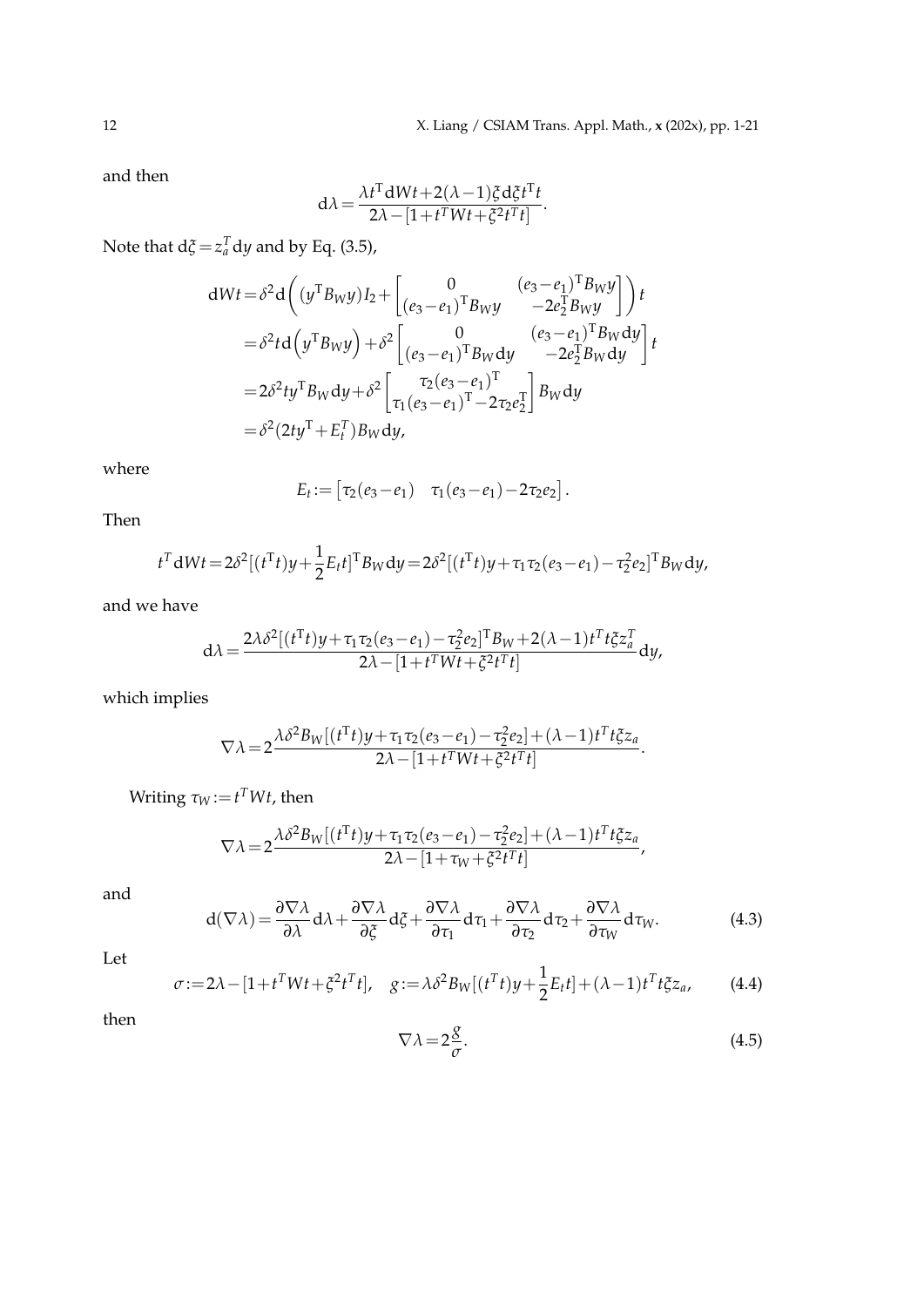and then

$$\mathrm{d}\lambda = \frac{\lambda t^{\mathrm{T}} \mathrm{d}Wt + 2(\lambda-1)\xi \mathrm{d}\xi t^{\mathrm{T}} t}{2\lambda - [1 + t^T W t + \xi^2 t^T t]}.$$

Note that $\mathrm{d}\xi = z_a^T \mathrm{d}y$ and by Eq. (3.5),

$$\begin{aligned}
\mathrm{d}Wt &= \delta^2 \mathrm{d}\left( (y^{\mathrm{T}} B_W y) I_2 + \begin{bmatrix} 0 & (e_3 - e_1)^{\mathrm{T}} B_W y \\ (e_3 - e_1)^{\mathrm{T}} B_W y & -2e_2^{\mathrm{T}} B_W y \end{bmatrix} \right) t \\
&= \delta^2 t \mathrm{d}\left( y^{\mathrm{T}} B_W y \right) + \delta^2 \begin{bmatrix} 0 & (e_3 - e_1)^{\mathrm{T}} B_W \mathrm{d}y \\ (e_3 - e_1)^{\mathrm{T}} B_W \mathrm{d}y & -2e_2^{\mathrm{T}} B_W \mathrm{d}y \end{bmatrix} t \\
&= 2\delta^2 t y^{\mathrm{T}} B_W \mathrm{d}y + \delta^2 \begin{bmatrix} \tau_2 (e_3 - e_1)^{\mathrm{T}} \\ \tau_1 (e_3 - e_1)^{\mathrm{T}} - 2\tau_2 e_2^{\mathrm{T}} \end{bmatrix} B_W \mathrm{d}y \\
&= \delta^2 (2 t y^{\mathrm{T}} + E_t^T) B_W \mathrm{d}y,
\end{aligned}$$

where

$$E_t := \begin{bmatrix} \tau_2 (e_3 - e_1) & \tau_1 (e_3 - e_1) - 2\tau_2 e_2 \end{bmatrix}.$$

Then

$$t^T \mathrm{d}Wt = 2\delta^2 [(t^{\mathrm{T}} t) y + \frac{1}{2} E_t t]^{\mathrm{T}} B_W \mathrm{d}y = 2\delta^2 [(t^{\mathrm{T}} t) y + \tau_1 \tau_2 (e_3 - e_1) - \tau_2^2 e_2]^{\mathrm{T}} B_W \mathrm{d}y,$$

and we have

$$\mathrm{d}\lambda = \frac{2\lambda \delta^2 [(t^{\mathrm{T}} t) y + \tau_1 \tau_2 (e_3 - e_1) - \tau_2^2 e_2]^{\mathrm{T}} B_W + 2(\lambda - 1) t^T t \xi z_a^T}{2\lambda - [1 + t^T W t + \xi^2 t^T t]} \mathrm{d}y,$$

which implies

$$\nabla \lambda = 2 \frac{\lambda \delta^2 B_W [(t^{\mathrm{T}} t) y + \tau_1 \tau_2 (e_3 - e_1) - \tau_2^2 e_2] + (\lambda - 1) t^T t \xi z_a}{2\lambda - [1 + t^T W t + \xi^2 t^T t]}.$$

Writing $\tau_W := t^T W t$, then

$$\nabla \lambda = 2 \frac{\lambda \delta^2 B_W [(t^{\mathrm{T}} t) y + \tau_1 \tau_2 (e_3 - e_1) - \tau_2^2 e_2] + (\lambda - 1) t^T t \xi z_a}{2\lambda - [1 + \tau_W + \xi^2 t^T t]},$$

and

$$\mathrm{d}(\nabla \lambda) = \frac{\partial \nabla \lambda}{\partial \lambda} \mathrm{d}\lambda + \frac{\partial \nabla \lambda}{\partial \xi} \mathrm{d}\xi + \frac{\partial \nabla \lambda}{\partial \tau_1} \mathrm{d}\tau_1 + \frac{\partial \nabla \lambda}{\partial \tau_2} \mathrm{d}\tau_2 + \frac{\partial \nabla \lambda}{\partial \tau_W} \mathrm{d}\tau_W. \tag{4.3}$$

Let

$$\sigma := 2\lambda - [1 + t^T W t + \xi^2 t^T t], \quad g := \lambda \delta^2 B_W [(t^T t) y + \frac{1}{2} E_t t] + (\lambda - 1) t^T t \xi z_a, \tag{4.4}$$

then

$$\nabla \lambda = 2 \frac{g}{\sigma}. \tag{4.5}$$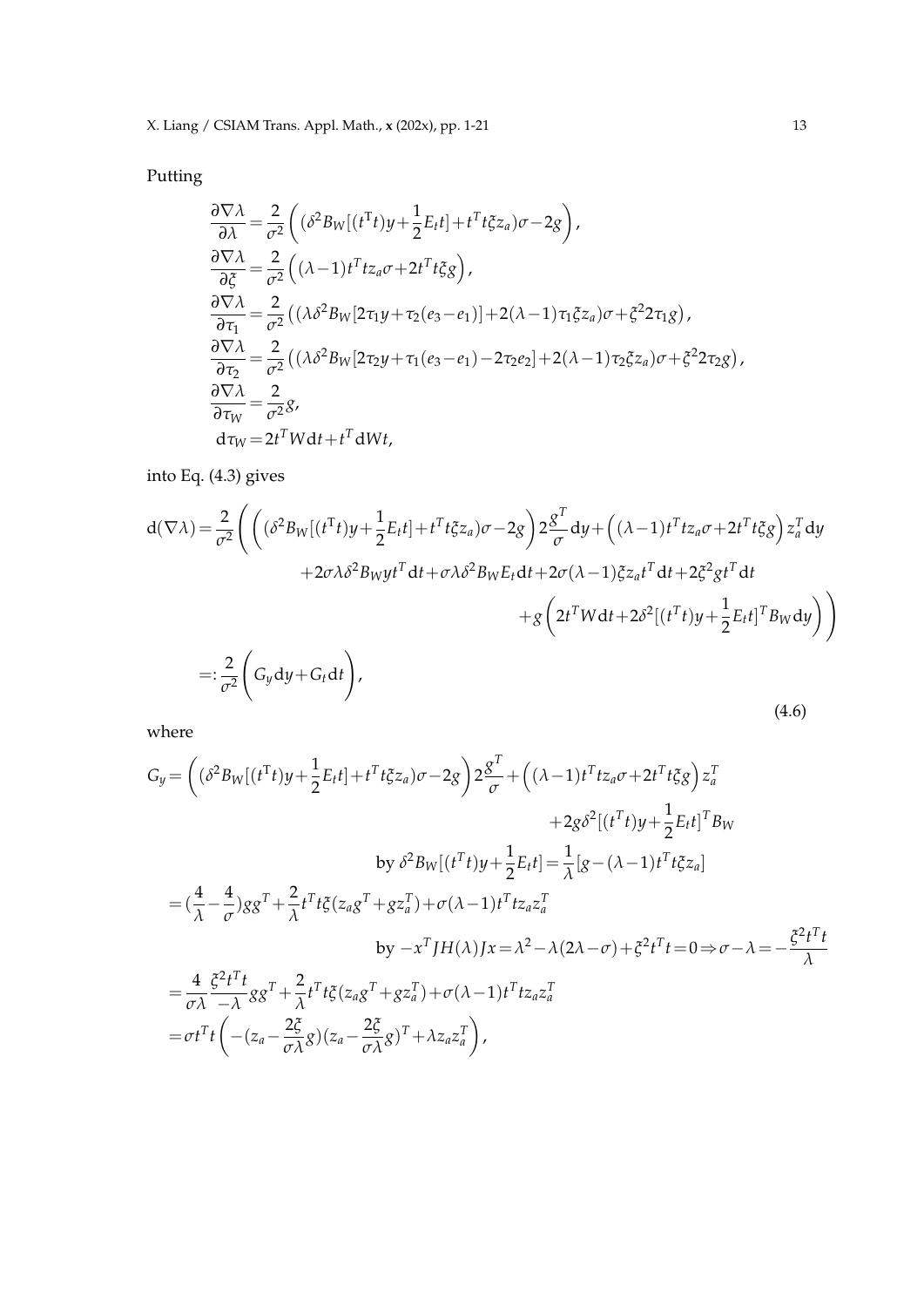Putting

$$
\begin{aligned}
&\frac{\partial \nabla \lambda}{\partial \lambda} = \frac{2}{\sigma^2}\left( (\delta^2 B_W[(t^{\mathrm{T}}t)y + \frac{1}{2}E_t t] + t^T t \xi z_a)\sigma - 2g \right), \\
&\frac{\partial \nabla \lambda}{\partial \xi} = \frac{2}{\sigma^2}\left( (\lambda - 1)t^T t z_a \sigma + 2t^T t \xi g \right), \\
&\frac{\partial \nabla \lambda}{\partial \tau_1} = \frac{2}{\sigma^2}\left( (\lambda \delta^2 B_W[2\tau_1 y + \tau_2(e_3 - e_1)] + 2(\lambda - 1)\tau_1 \xi z_a)\sigma + \xi^2 2\tau_1 g \right), \\
&\frac{\partial \nabla \lambda}{\partial \tau_2} = \frac{2}{\sigma^2}\left( (\lambda \delta^2 B_W[2\tau_2 y + \tau_1(e_3 - e_1) - 2\tau_2 e_2] + 2(\lambda - 1)\tau_2 \xi z_a)\sigma + \xi^2 2\tau_2 g \right), \\
&\frac{\partial \nabla \lambda}{\partial \tau_W} = \frac{2}{\sigma^2} g, \\
&\mathrm{d}\tau_W = 2t^T W \mathrm{d}t + t^T \mathrm{d}W t,
\end{aligned}
$$

into Eq. (4.3) gives

$$
\begin{aligned}
\mathrm{d}(\nabla \lambda) = \frac{2}{\sigma^2}\Bigg( &\left( (\delta^2 B_W[(t^{\mathrm{T}}t)y + \frac{1}{2}E_t t] + t^T t \xi z_a)\sigma - 2g \right) 2\frac{g^T}{\sigma}\mathrm{d}y + \left( (\lambda - 1)t^T t z_a \sigma + 2t^T t \xi g \right) z_a^T \mathrm{d}y \\
&+ 2\sigma \lambda \delta^2 B_W y t^T \mathrm{d}t + \sigma \lambda \delta^2 B_W E_t \mathrm{d}t + 2\sigma(\lambda - 1)\xi z_a t^T \mathrm{d}t + 2\xi^2 g t^T \mathrm{d}t \\
&+ g\left( 2t^T W \mathrm{d}t + 2\delta^2 [(t^T t)y + \frac{1}{2}E_t t]^T B_W \mathrm{d}y \right) \Bigg) \\
=: \frac{2}{\sigma^2}&\left( G_y \mathrm{d}y + G_t \mathrm{d}t \right),
\end{aligned} \tag{4.6}
$$

where

$$
\begin{aligned}
G_y &= \left( (\delta^2 B_W[(t^T t)y + \frac{1}{2}E_t t] + t^T t \xi z_a)\sigma - 2g \right) 2\frac{g^T}{\sigma} + \left( (\lambda - 1)t^T t z_a \sigma + 2t^T t \xi g \right) z_a^T \\
&\qquad + 2g\delta^2 [(t^T t)y + \frac{1}{2}E_t t]^T B_W \\
&\qquad \text{by } \delta^2 B_W[(t^T t)y + \frac{1}{2}E_t t] = \frac{1}{\lambda}[g - (\lambda - 1)t^T t \xi z_a] \\
&= (\frac{4}{\lambda} - \frac{4}{\sigma})gg^T + \frac{2}{\lambda}t^T t \xi (z_a g^T + g z_a^T) + \sigma(\lambda - 1)t^T t z_a z_a^T \\
&\qquad \text{by } -x^T J H(\lambda) J x = \lambda^2 - \lambda(2\lambda - \sigma) + \xi^2 t^T t = 0 \Rightarrow \sigma - \lambda = -\frac{\xi^2 t^T t}{\lambda} \\
&= \frac{4}{\sigma \lambda}\frac{\xi^2 t^T t}{-\lambda} gg^T + \frac{2}{\lambda}t^T t \xi (z_a g^T + g z_a^T) + \sigma(\lambda - 1)t^T t z_a z_a^T \\
&= \sigma t^T t \left( -(z_a - \frac{2\xi}{\sigma \lambda}g)(z_a - \frac{2\xi}{\sigma \lambda}g)^T + \lambda z_a z_a^T \right),
\end{aligned}
$$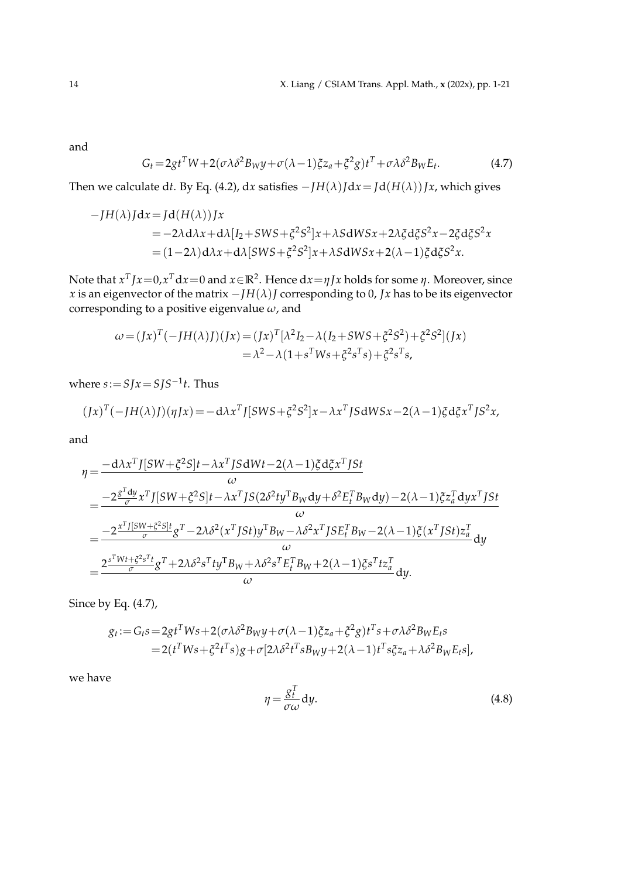and

$$G_t = 2gt^TW + 2(\sigma\lambda\delta^2 B_W y + \sigma(\lambda-1)\xi z_a + \xi^2 g)t^T + \sigma\lambda\delta^2 B_W E_t. \tag{4.7}$$

Then we calculate $\mathrm{d}t$. By Eq. (4.2), $\mathrm{d}x$ satisfies $-JH(\lambda)J\mathrm{d}x = J\mathrm{d}(H(\lambda))Jx$, which gives

$$\begin{aligned}
-JH(\lambda)J\mathrm{d}x &= J\mathrm{d}(H(\lambda))Jx \\
&= -2\lambda\mathrm{d}\lambda x + \mathrm{d}\lambda[I_2 + SWS + \xi^2 S^2]x + \lambda S\mathrm{d}WSx + 2\lambda\xi\mathrm{d}\xi S^2 x - 2\xi\mathrm{d}\xi S^2 x \\
&= (1-2\lambda)\mathrm{d}\lambda x + \mathrm{d}\lambda[SWS + \xi^2 S^2]x + \lambda S\mathrm{d}WSx + 2(\lambda-1)\xi\mathrm{d}\xi S^2 x.
\end{aligned}$$

Note that $x^TJx = 0, x^T\mathrm{d}x = 0$ and $x \in \mathbb{R}^2$. Hence $\mathrm{d}x = \eta Jx$ holds for some $\eta$. Moreover, since $x$ is an eigenvector of the matrix $-JH(\lambda)J$ corresponding to 0, $Jx$ has to be its eigenvector corresponding to a positive eigenvalue $\omega$, and

$$\begin{aligned}
\omega = (Jx)^T(-JH(\lambda)J)(Jx) &= (Jx)^T[\lambda^2 I_2 - \lambda(I_2 + SWS + \xi^2 S^2) + \xi^2 S^2](Jx) \\
&= \lambda^2 - \lambda(1 + s^TWs + \xi^2 s^Ts) + \xi^2 s^Ts,
\end{aligned}$$

where $s := SJx = SJS^{-1}t$. Thus

$$(Jx)^T(-JH(\lambda)J)(\eta Jx) = -\mathrm{d}\lambda x^TJ[SWS + \xi^2 S^2]x - \lambda x^TJS\mathrm{d}WSx - 2(\lambda-1)\xi\mathrm{d}\xi x^TJS^2 x,$$

and

$$\begin{aligned}
\eta &= \frac{-\mathrm{d}\lambda x^TJ[SW + \xi^2 S]t - \lambda x^TJS\mathrm{d}Wt - 2(\lambda-1)\xi\mathrm{d}\xi x^TJSt}{\omega} \\
&= \frac{-2\frac{g^T\mathrm{d}y}{\sigma}x^TJ[SW + \xi^2 S]t - \lambda x^TJS(2\delta^2 ty^T B_W\mathrm{d}y + \delta^2 E_t^T B_W\mathrm{d}y) - 2(\lambda-1)\xi z_a^T\mathrm{d}y x^TJSt}{\omega} \\
&= \frac{-2\frac{x^TJ[SW + \xi^2 S]t}{\sigma}g^T - 2\lambda\delta^2(x^TJSt)y^T B_W - \lambda\delta^2 x^TJSE_t^T B_W - 2(\lambda-1)\xi(x^TJSt)z_a^T}{\omega}\mathrm{d}y \\
&= \frac{2\frac{s^TWt + \xi^2 s^Tt}{\sigma}g^T + 2\lambda\delta^2 s^Tty^T B_W + \lambda\delta^2 s^TE_t^T B_W + 2(\lambda-1)\xi s^Ttz_a^T}{\omega}\mathrm{d}y.
\end{aligned}$$

Since by Eq. (4.7),

$$\begin{aligned}
g_t := G_t s &= 2gt^TWs + 2(\sigma\lambda\delta^2 B_W y + \sigma(\lambda-1)\xi z_a + \xi^2 g)t^Ts + \sigma\lambda\delta^2 B_W E_t s \\
&= 2(t^TWs + \xi^2 t^Ts)g + \sigma[2\lambda\delta^2 t^Ts B_W y + 2(\lambda-1)t^Ts\xi z_a + \lambda\delta^2 B_W E_t s],
\end{aligned}$$

we have

$$\eta = \frac{g_t^T}{\sigma\omega}\mathrm{d}y. \tag{4.8}$$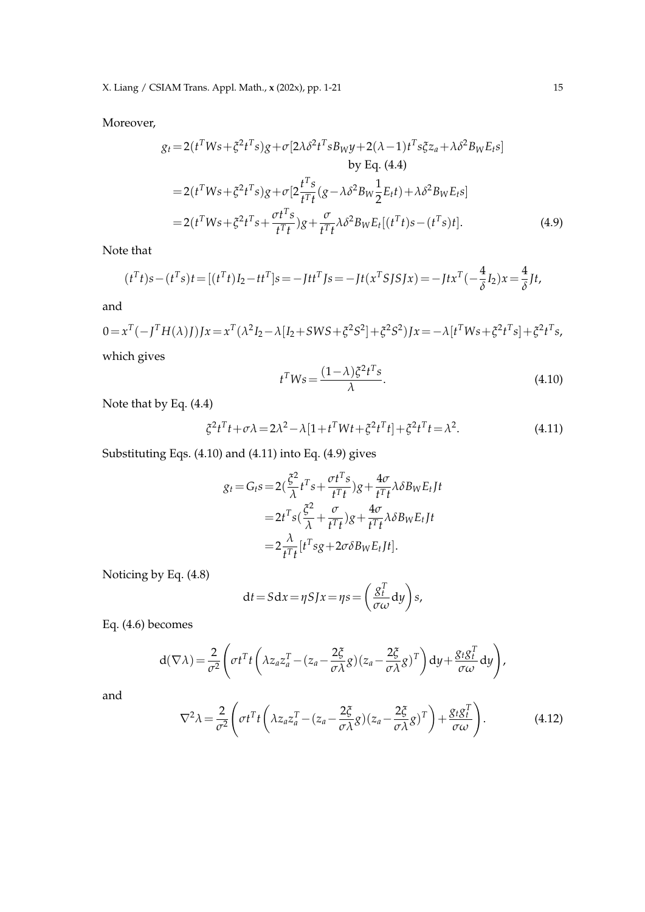Moreover,

$$
\begin{aligned}
g_t &= 2(t^TWs+\xi^2t^Ts)g+\sigma[2\lambda\delta^2t^TsB_Wy+2(\lambda-1)t^Ts\xi z_a+\lambda\delta^2B_WE_ts] \\
&\qquad \text{by Eq. (4.4)} \\
&= 2(t^TWs+\xi^2t^Ts)g+\sigma[2\frac{t^Ts}{t^Tt}(g-\lambda\delta^2B_W\frac{1}{2}E_tt)+\lambda\delta^2B_WE_ts] \\
&= 2(t^TWs+\xi^2t^Ts+\frac{\sigma t^Ts}{t^Tt})g+\frac{\sigma}{t^Tt}\lambda\delta^2B_WE_t[(t^Tt)s-(t^Ts)t]. \qquad (4.9)
\end{aligned}
$$

Note that

$$
(t^Tt)s-(t^Ts)t=[(t^Tt)I_2-tt^T]s=-Jtt^TJs=-Jt(x^TSJSJx)=-Jtx^T(-\frac{4}{\delta}I_2)x=\frac{4}{\delta}Jt,
$$

and

$$
0=x^T(-J^TH(\lambda)J)Jx=x^T(\lambda^2I_2-\lambda[I_2+SWS+\xi^2S^2]+\xi^2S^2)Jx=-\lambda[t^TWs+\xi^2t^Ts]+\xi^2t^Ts,
$$

which gives

$$
t^TWs=\frac{(1-\lambda)\xi^2t^Ts}{\lambda}. \qquad (4.10)
$$

Note that by Eq. (4.4)

$$
\xi^2t^Tt+\sigma\lambda=2\lambda^2-\lambda[1+t^TWt+\xi^2t^Tt]+\xi^2t^Tt=\lambda^2. \qquad (4.11)
$$

Substituting Eqs. (4.10) and (4.11) into Eq. (4.9) gives

$$
\begin{aligned}
g_t=G_ts &= 2(\frac{\xi^2}{\lambda}t^Ts+\frac{\sigma t^Ts}{t^Tt})g+\frac{4\sigma}{t^Tt}\lambda\delta B_WE_tJt \\
&= 2t^Ts(\frac{\xi^2}{\lambda}+\frac{\sigma}{t^Tt})g+\frac{4\sigma}{t^Tt}\lambda\delta B_WE_tJt \\
&= 2\frac{\lambda}{t^Tt}[t^Tsg+2\sigma\delta B_WE_tJt].
\end{aligned}
$$

Noticing by Eq. (4.8)

$$
\mathrm{d}t=S\mathrm{d}x=\eta SJx=\eta s=\left(\frac{g_t^T}{\sigma\omega}\mathrm{d}y\right)s,
$$

Eq. (4.6) becomes

$$
\mathrm{d}(\nabla\lambda)=\frac{2}{\sigma^2}\left(\sigma t^Tt\left(\lambda z_az_a^T-(z_a-\frac{2\xi}{\sigma\lambda}g)(z_a-\frac{2\xi}{\sigma\lambda}g)^T\right)\mathrm{d}y+\frac{g_tg_t^T}{\sigma\omega}\mathrm{d}y\right),
$$

and

$$
\nabla^2\lambda=\frac{2}{\sigma^2}\left(\sigma t^Tt\left(\lambda z_az_a^T-(z_a-\frac{2\xi}{\sigma\lambda}g)(z_a-\frac{2\xi}{\sigma\lambda}g)^T\right)+\frac{g_tg_t^T}{\sigma\omega}\right). \qquad (4.12)
$$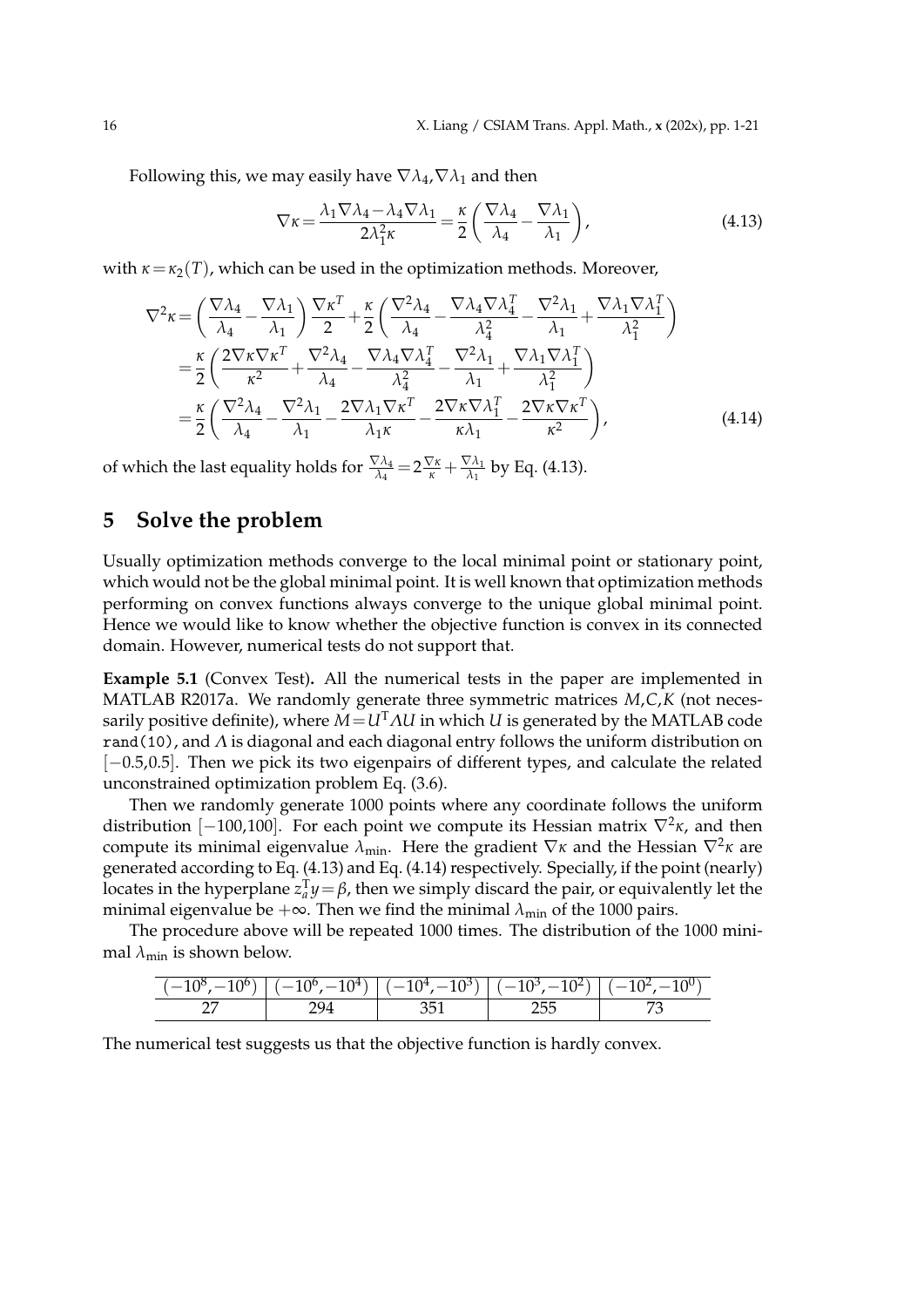Following this, we may easily have $\nabla\lambda_4, \nabla\lambda_1$ and then

$$\nabla\kappa = \frac{\lambda_1 \nabla\lambda_4 - \lambda_4 \nabla\lambda_1}{2\lambda_1^2 \kappa} = \frac{\kappa}{2}\left(\frac{\nabla\lambda_4}{\lambda_4} - \frac{\nabla\lambda_1}{\lambda_1}\right), \tag{4.13}$$

with $\kappa = \kappa_2(T)$, which can be used in the optimization methods. Moreover,

$$\begin{aligned}
\nabla^2\kappa &= \left(\frac{\nabla\lambda_4}{\lambda_4} - \frac{\nabla\lambda_1}{\lambda_1}\right)\frac{\nabla\kappa^T}{2} + \frac{\kappa}{2}\left(\frac{\nabla^2\lambda_4}{\lambda_4} - \frac{\nabla\lambda_4 \nabla\lambda_4^T}{\lambda_4^2} - \frac{\nabla^2\lambda_1}{\lambda_1} + \frac{\nabla\lambda_1 \nabla\lambda_1^T}{\lambda_1^2}\right) \\
&= \frac{\kappa}{2}\left(\frac{2\nabla\kappa\nabla\kappa^T}{\kappa^2} + \frac{\nabla^2\lambda_4}{\lambda_4} - \frac{\nabla\lambda_4 \nabla\lambda_4^T}{\lambda_4^2} - \frac{\nabla^2\lambda_1}{\lambda_1} + \frac{\nabla\lambda_1 \nabla\lambda_1^T}{\lambda_1^2}\right) \\
&= \frac{\kappa}{2}\left(\frac{\nabla^2\lambda_4}{\lambda_4} - \frac{\nabla^2\lambda_1}{\lambda_1} - \frac{2\nabla\lambda_1\nabla\kappa^T}{\lambda_1\kappa} - \frac{2\nabla\kappa\nabla\lambda_1^T}{\kappa\lambda_1} - \frac{2\nabla\kappa\nabla\kappa^T}{\kappa^2}\right),
\end{aligned} \tag{4.14}$$

of which the last equality holds for $\frac{\nabla\lambda_4}{\lambda_4} = 2\frac{\nabla\kappa}{\kappa} + \frac{\nabla\lambda_1}{\lambda_1}$ by Eq. (4.13).

# 5 Solve the problem

Usually optimization methods converge to the local minimal point or stationary point, which would not be the global minimal point. It is well known that optimization methods performing on convex functions always converge to the unique global minimal point. Hence we would like to know whether the objective function is convex in its connected domain. However, numerical tests do not support that.

**Example 5.1** (Convex Test)**.** All the numerical tests in the paper are implemented in MATLAB R2017a. We randomly generate three symmetric matrices $M, C, K$ (not necessarily positive definite), where $M = U^{\mathrm{T}}\Lambda U$ in which $U$ is generated by the MATLAB code `rand(10)`, and $\Lambda$ is diagonal and each diagonal entry follows the uniform distribution on $[-0.5, 0.5]$. Then we pick its two eigenpairs of different types, and calculate the related unconstrained optimization problem Eq. (3.6).

Then we randomly generate 1000 points where any coordinate follows the uniform distribution $[-100, 100]$. For each point we compute its Hessian matrix $\nabla^2\kappa$, and then compute its minimal eigenvalue $\lambda_{\min}$. Here the gradient $\nabla\kappa$ and the Hessian $\nabla^2\kappa$ are generated according to Eq. (4.13) and Eq. (4.14) respectively. Specially, if the point (nearly) locates in the hyperplane $z_a^{\mathrm{T}} y = \beta$, then we simply discard the pair, or equivalently let the minimal eigenvalue be $+\infty$. Then we find the minimal $\lambda_{\min}$ of the 1000 pairs.

The procedure above will be repeated 1000 times. The distribution of the 1000 minimal $\lambda_{\min}$ is shown below.

| $(-10^8, -10^6)$ | $(-10^6, -10^4)$ | $(-10^4, -10^3)$ | $(-10^3, -10^2)$ | $(-10^2, -10^0)$ |
|---|---|---|---|---|
| 27 | 294 | 351 | 255 | 73 |

The numerical test suggests us that the objective function is hardly convex.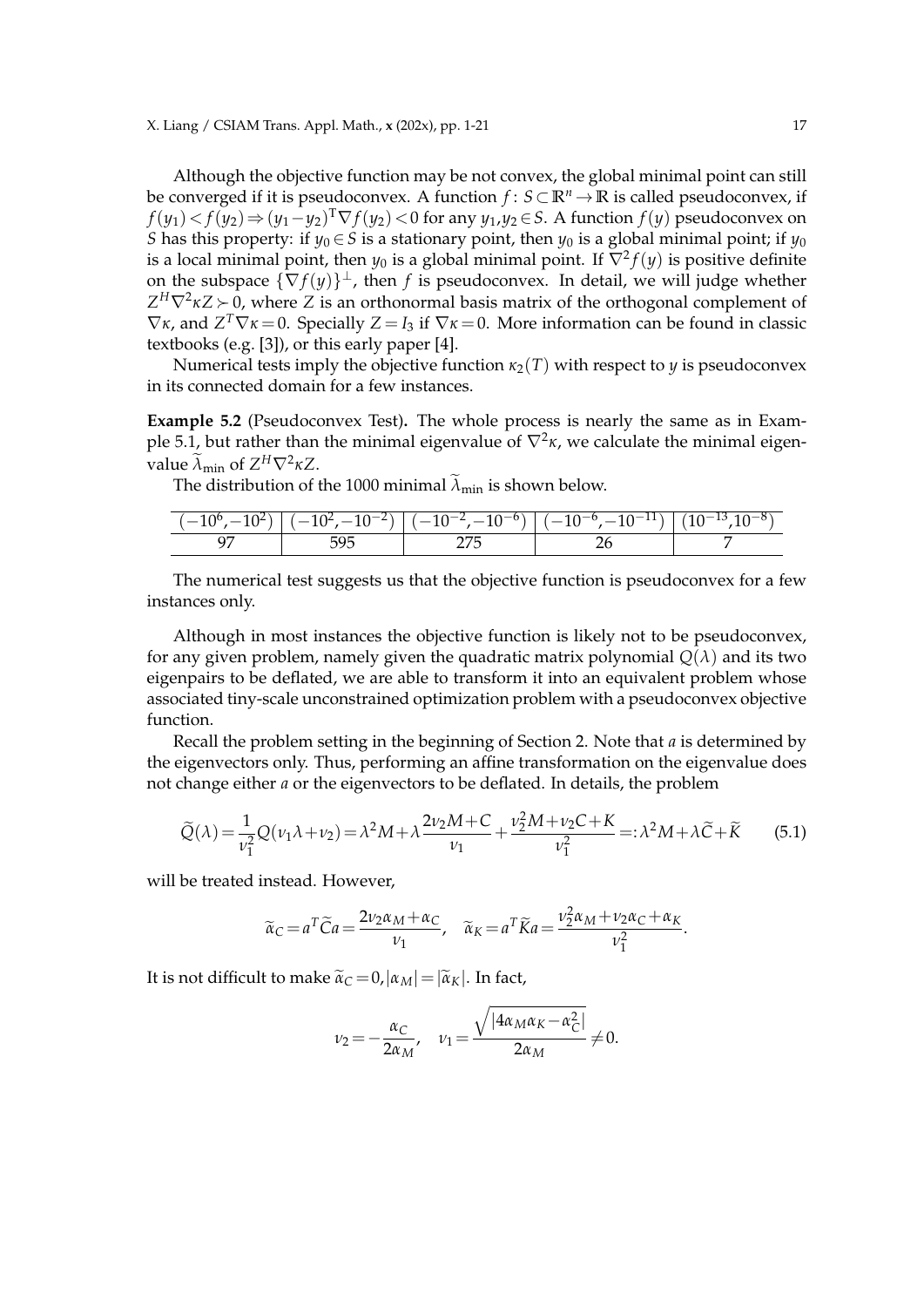Although the objective function may be not convex, the global minimal point can still be converged if it is pseudoconvex. A function $f: S\subset\mathbb{R}^n\to\mathbb{R}$ is called pseudoconvex, if $f(y_1)<f(y_2)\Rightarrow(y_1-y_2)^{\mathrm{T}}\nabla f(y_2)<0$ for any $y_1,y_2\in S$. A function $f(y)$ pseudoconvex on $S$ has this property: if $y_0\in S$ is a stationary point, then $y_0$ is a global minimal point; if $y_0$ is a local minimal point, then $y_0$ is a global minimal point. If $\nabla^2 f(y)$ is positive definite on the subspace $\{\nabla f(y)\}^{\perp}$, then $f$ is pseudoconvex. In detail, we will judge whether $Z^H\nabla^2\kappa Z\succ 0$, where $Z$ is an orthonormal basis matrix of the orthogonal complement of $\nabla\kappa$, and $Z^T\nabla\kappa=0$. Specially $Z=I_3$ if $\nabla\kappa=0$. More information can be found in classic textbooks (e.g. [3]), or this early paper [4].

Numerical tests imply the objective function $\kappa_2(T)$ with respect to $y$ is pseudoconvex in its connected domain for a few instances.

**Example 5.2** (Pseudoconvex Test)**.** The whole process is nearly the same as in Example 5.1, but rather than the minimal eigenvalue of $\nabla^2\kappa$, we calculate the minimal eigenvalue $\widetilde{\lambda}_{\min}$ of $Z^H\nabla^2\kappa Z$.

The distribution of the 1000 minimal $\widetilde{\lambda}_{\min}$ is shown below.

| $(-10^6,-10^2)$ | $(-10^2,-10^{-2})$ | $(-10^{-2},-10^{-6})$ | $(-10^{-6},-10^{-11})$ | $(10^{-13},10^{-8})$ |
|---|---|---|---|---|
| 97 | 595 | 275 | 26 | 7 |

The numerical test suggests us that the objective function is pseudoconvex for a few instances only.

Although in most instances the objective function is likely not to be pseudoconvex, for any given problem, namely given the quadratic matrix polynomial $Q(\lambda)$ and its two eigenpairs to be deflated, we are able to transform it into an equivalent problem whose associated tiny-scale unconstrained optimization problem with a pseudoconvex objective function.

Recall the problem setting in the beginning of Section 2. Note that $a$ is determined by the eigenvectors only. Thus, performing an affine transformation on the eigenvalue does not change either $a$ or the eigenvectors to be deflated. In details, the problem

$$\widetilde{Q}(\lambda)=\frac{1}{\nu_1^2}Q(\nu_1\lambda+\nu_2)=\lambda^2 M+\lambda\frac{2\nu_2 M+C}{\nu_1}+\frac{\nu_2^2 M+\nu_2 C+K}{\nu_1^2}=:\lambda^2 M+\lambda\widetilde{C}+\widetilde{K} \tag{5.1}$$

will be treated instead. However,

$$\widetilde{\alpha}_C=a^T\widetilde{C}a=\frac{2\nu_2\alpha_M+\alpha_C}{\nu_1},\quad \widetilde{\alpha}_K=a^T\widetilde{K}a=\frac{\nu_2^2\alpha_M+\nu_2\alpha_C+\alpha_K}{\nu_1^2}.$$

It is not difficult to make $\widetilde{\alpha}_C=0,|\alpha_M|=|\widetilde{\alpha}_K|$. In fact,

$$\nu_2=-\frac{\alpha_C}{2\alpha_M},\quad \nu_1=\frac{\sqrt{|4\alpha_M\alpha_K-\alpha_C^2|}}{2\alpha_M}\neq 0.$$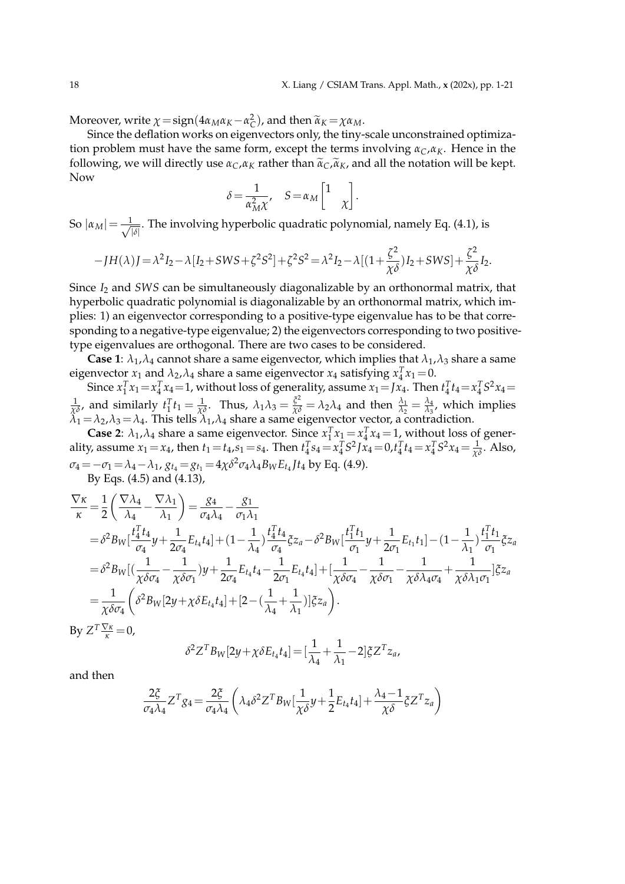Moreover, write $\chi = \mathrm{sign}(4\alpha_M\alpha_K - \alpha_C^2)$, and then $\widetilde{\alpha}_K = \chi\alpha_M$.

Since the deflation works on eigenvectors only, the tiny-scale unconstrained optimization problem must have the same form, except the terms involving $\alpha_C, \alpha_K$. Hence in the following, we will directly use $\alpha_C, \alpha_K$ rather than $\widetilde{\alpha}_C, \widetilde{\alpha}_K$, and all the notation will be kept. Now

$$\delta = \frac{1}{\alpha_M^2\chi}, \quad S = \alpha_M \begin{bmatrix} 1 & \\ & \chi \end{bmatrix}.$$

So $|\alpha_M| = \frac{1}{\sqrt{|\delta|}}$. The involving hyperbolic quadratic polynomial, namely Eq. (4.1), is

$$-JH(\lambda)J = \lambda^2 I_2 - \lambda[I_2 + SWS + \zeta^2 S^2] + \zeta^2 S^2 = \lambda^2 I_2 - \lambda[(1+\frac{\zeta^2}{\chi\delta})I_2 + SWS] + \frac{\zeta^2}{\chi\delta} I_2.$$

Since $I_2$ and $SWS$ can be simultaneously diagonalizable by an orthonormal matrix, that hyperbolic quadratic polynomial is diagonalizable by an orthonormal matrix, which implies: 1) an eigenvector corresponding to a positive-type eigenvalue has to be that corresponding to a negative-type eigenvalue; 2) the eigenvectors corresponding to two positive-type eigenvalues are orthogonal. There are two cases to be considered.

**Case 1**: $\lambda_1, \lambda_4$ cannot share a same eigenvector, which implies that $\lambda_1, \lambda_3$ share a same eigenvector $x_1$ and $\lambda_2, \lambda_4$ share a same eigenvector $x_4$ satisfying $x_4^T x_1 = 0$.

Since $x_1^T x_1 = x_4^T x_4 = 1$, without loss of generality, assume $x_1 = Jx_4$. Then $t_4^T t_4 = x_4^T S^2 x_4 = \frac{1}{\chi\delta}$, and similarly $t_1^T t_1 = \frac{1}{\chi\delta}$. Thus, $\lambda_1\lambda_3 = \frac{\zeta^2}{\chi\delta} = \lambda_2\lambda_4$ and then $\frac{\lambda_1}{\lambda_2} = \frac{\lambda_4}{\lambda_3}$, which implies $\lambda_1 = \lambda_2, \lambda_3 = \lambda_4$. This tells $\lambda_1, \lambda_4$ share a same eigenvector vector, a contradiction.

**Case 2**: $\lambda_1, \lambda_4$ share a same eigenvector. Since $x_1^T x_1 = x_4^T x_4 = 1$, without loss of generality, assume $x_1 = x_4$, then $t_1 = t_4, s_1 = s_4$. Then $t_4^T s_4 = x_4^T S^2 J x_4 = 0, t_4^T t_4 = x_4^T S^2 x_4 = \frac{1}{\chi\delta}$. Also, $\sigma_4 = -\sigma_1 = \lambda_4 - \lambda_1$, $g_{t_4} = g_{t_1} = 4\chi\delta^2\sigma_4\lambda_4 B_W E_{t_4} J t_4$ by Eq. (4.9).

By Eqs. (4.5) and (4.13),

$$\begin{aligned}
\frac{\nabla\kappa}{\kappa} &= \frac{1}{2}\left(\frac{\nabla\lambda_4}{\lambda_4} - \frac{\nabla\lambda_1}{\lambda_1}\right) = \frac{g_4}{\sigma_4\lambda_4} - \frac{g_1}{\sigma_1\lambda_1} \\
&= \delta^2 B_W[\frac{t_4^T t_4}{\sigma_4} y + \frac{1}{2\sigma_4} E_{t_4} t_4] + (1 - \frac{1}{\lambda_4})\frac{t_4^T t_4}{\sigma_4}\xi z_a - \delta^2 B_W[\frac{t_1^T t_1}{\sigma_1} y + \frac{1}{2\sigma_1} E_{t_1} t_1] - (1 - \frac{1}{\lambda_1})\frac{t_1^T t_1}{\sigma_1}\xi z_a \\
&= \delta^2 B_W[(\frac{1}{\chi\delta\sigma_4} - \frac{1}{\chi\delta\sigma_1})y + \frac{1}{2\sigma_4} E_{t_4} t_4 - \frac{1}{2\sigma_1} E_{t_4} t_4] + [\frac{1}{\chi\delta\sigma_4} - \frac{1}{\chi\delta\sigma_1} - \frac{1}{\chi\delta\lambda_4\sigma_4} + \frac{1}{\chi\delta\lambda_1\sigma_1}]\xi z_a \\
&= \frac{1}{\chi\delta\sigma_4}\left(\delta^2 B_W[2y + \chi\delta E_{t_4} t_4] + [2 - (\frac{1}{\lambda_4} + \frac{1}{\lambda_1})]\xi z_a\right).
\end{aligned}$$

By $Z^T \frac{\nabla\kappa}{\kappa} = 0$,

$$\delta^2 Z^T B_W[2y + \chi\delta E_{t_4} t_4] = [\frac{1}{\lambda_4} + \frac{1}{\lambda_1} - 2]\xi Z^T z_a,$$

and then

$$\frac{2\xi}{\sigma_4\lambda_4} Z^T g_4 = \frac{2\xi}{\sigma_4\lambda_4}\left(\lambda_4\delta^2 Z^T B_W[\frac{1}{\chi\delta} y + \frac{1}{2} E_{t_4} t_4] + \frac{\lambda_4 - 1}{\chi\delta}\xi Z^T z_a\right)$$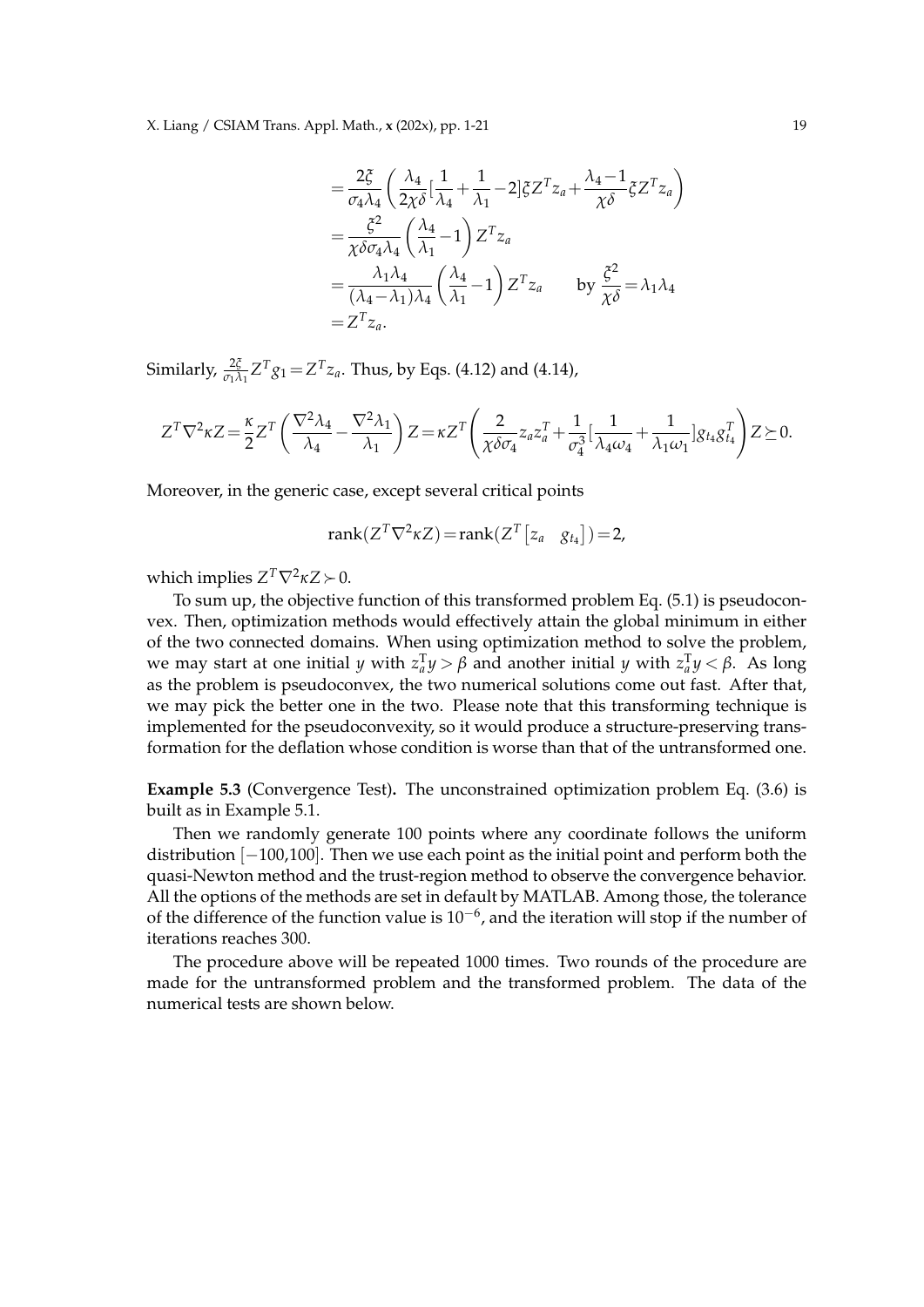$$
\begin{aligned}
&= \frac{2\xi}{\sigma_4\lambda_4}\left(\frac{\lambda_4}{2\chi\delta}[\frac{1}{\lambda_4}+\frac{1}{\lambda_1}-2]\xi Z^T z_a + \frac{\lambda_4 - 1}{\chi\delta}\xi Z^T z_a\right) \\
&= \frac{\xi^2}{\chi\delta\sigma_4\lambda_4}\left(\frac{\lambda_4}{\lambda_1}-1\right)Z^T z_a \\
&= \frac{\lambda_1\lambda_4}{(\lambda_4-\lambda_1)\lambda_4}\left(\frac{\lambda_4}{\lambda_1}-1\right)Z^T z_a \qquad \text{by } \frac{\xi^2}{\chi\delta}=\lambda_1\lambda_4 \\
&= Z^T z_a.
\end{aligned}
$$

Similarly, $\frac{2\xi}{\sigma_1\lambda_1}Z^T g_1 = Z^T z_a$. Thus, by Eqs. (4.12) and (4.14),

$$
Z^T\nabla^2\kappa Z = \frac{\kappa}{2}Z^T\left(\frac{\nabla^2\lambda_4}{\lambda_4}-\frac{\nabla^2\lambda_1}{\lambda_1}\right)Z = \kappa Z^T\left(\frac{2}{\chi\delta\sigma_4}z_a z_a^T + \frac{1}{\sigma_4^3}[\frac{1}{\lambda_4\omega_4}+\frac{1}{\lambda_1\omega_1}]g_{t_4}g_{t_4}^T\right)Z \succeq 0.
$$

Moreover, in the generic case, except several critical points

$$
\operatorname{rank}(Z^T\nabla^2\kappa Z) = \operatorname{rank}(Z^T\begin{bmatrix} z_a & g_{t_4}\end{bmatrix}) = 2,
$$

which implies $Z^T\nabla^2\kappa Z \succ 0$.

To sum up, the objective function of this transformed problem Eq. (5.1) is pseudoconvex. Then, optimization methods would effectively attain the global minimum in either of the two connected domains. When using optimization method to solve the problem, we may start at one initial $y$ with $z_a^T y > \beta$ and another initial $y$ with $z_a^T y < \beta$. As long as the problem is pseudoconvex, the two numerical solutions come out fast. After that, we may pick the better one in the two. Please note that this transforming technique is implemented for the pseudoconvexity, so it would produce a structure-preserving transformation for the deflation whose condition is worse than that of the untransformed one.

**Example 5.3** (Convergence Test)**.** The unconstrained optimization problem Eq. (3.6) is built as in Example 5.1.

Then we randomly generate 100 points where any coordinate follows the uniform distribution $[-100,100]$. Then we use each point as the initial point and perform both the quasi-Newton method and the trust-region method to observe the convergence behavior. All the options of the methods are set in default by MATLAB. Among those, the tolerance of the difference of the function value is $10^{-6}$, and the iteration will stop if the number of iterations reaches 300.

The procedure above will be repeated 1000 times. Two rounds of the procedure are made for the untransformed problem and the transformed problem. The data of the numerical tests are shown below.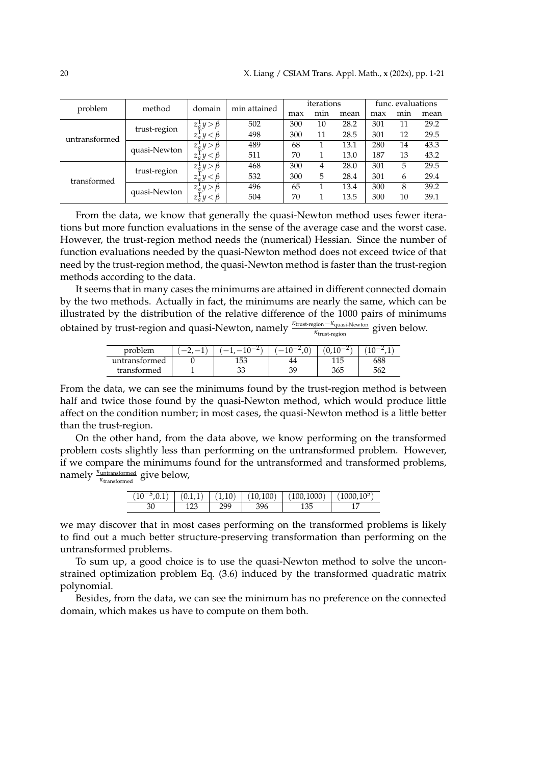| problem | method | domain | min attained | iterations | | | func. evaluations | | |
|---|---|---|---|---|---|---|---|---|---|
| | | | | max | min | mean | max | min | mean |
| untransformed | trust-region | $z_a^T y > \beta$ | 502 | 300 | 10 | 28.2 | 301 | 11 | 29.2 |
| | | $z_a^T y < \beta$ | 498 | 300 | 11 | 28.5 | 301 | 12 | 29.5 |
| | quasi-Newton | $z_a^T y > \beta$ | 489 | 68 | 1 | 13.1 | 280 | 14 | 43.3 |
| | | $z_a^T y < \beta$ | 511 | 70 | 1 | 13.0 | 187 | 13 | 43.2 |
| transformed | trust-region | $z_a^T y > \beta$ | 468 | 300 | 4 | 28.0 | 301 | 5 | 29.5 |
| | | $z_a^T y < \beta$ | 532 | 300 | 5 | 28.4 | 301 | 6 | 29.4 |
| | quasi-Newton | $z_a^T y > \beta$ | 496 | 65 | 1 | 13.4 | 300 | 8 | 39.2 |
| | | $z_a^T y < \beta$ | 504 | 70 | 1 | 13.5 | 300 | 10 | 39.1 |

From the data, we know that generally the quasi-Newton method uses fewer iterations but more function evaluations in the sense of the average case and the worst case. However, the trust-region method needs the (numerical) Hessian. Since the number of function evaluations needed by the quasi-Newton method does not exceed twice of that need by the trust-region method, the quasi-Newton method is faster than the trust-region methods according to the data.

It seems that in many cases the minimums are attained in different connected domain by the two methods. Actually in fact, the minimums are nearly the same, which can be illustrated by the distribution of the relative difference of the 1000 pairs of minimums obtained by trust-region and quasi-Newton, namely $\frac{\kappa_{\text{trust-region}}-\kappa_{\text{quasi-Newton}}}{\kappa_{\text{trust-region}}}$ given below.

| problem | $(-2,-1)$ | $(-1,-10^{-2})$ | $(-10^{-2},0)$ | $(0,10^{-2})$ | $(10^{-2},1)$ |
|---|---|---|---|---|---|
| untransformed | 0 | 153 | 44 | 115 | 688 |
| transformed | 1 | 33 | 39 | 365 | 562 |

From the data, we can see the minimums found by the trust-region method is between half and twice those found by the quasi-Newton method, which would produce little affect on the condition number; in most cases, the quasi-Newton method is a little better than the trust-region.

On the other hand, from the data above, we know performing on the transformed problem costs slightly less than performing on the untransformed problem. However, if we compare the minimums found for the untransformed and transformed problems, namely $\frac{\kappa_{\text{untransformed}}}{\kappa_{\text{transformed}}}$ give below,

| $(10^{-5},0.1)$ | $(0.1,1)$ | $(1,10)$ | $(10,100)$ | $(100,1000)$ | $(1000,10^5)$ |
|---|---|---|---|---|---|
| 30 | 123 | 299 | 396 | 135 | 17 |

we may discover that in most cases performing on the transformed problems is likely to find out a much better structure-preserving transformation than performing on the untransformed problems.

To sum up, a good choice is to use the quasi-Newton method to solve the unconstrained optimization problem Eq. (3.6) induced by the transformed quadratic matrix polynomial.

Besides, from the data, we can see the minimum has no preference on the connected domain, which makes us have to compute on them both.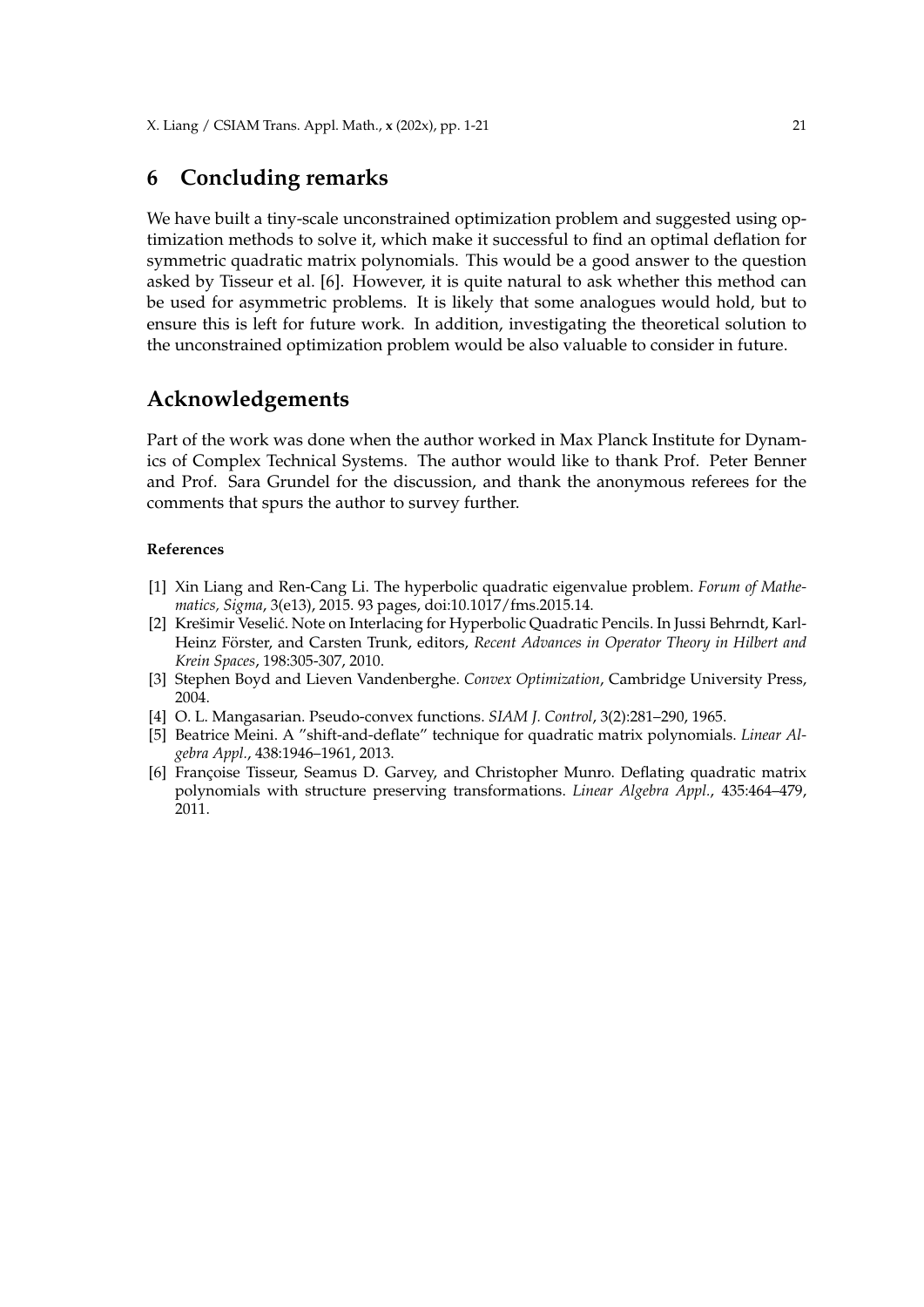## 6 Concluding remarks

We have built a tiny-scale unconstrained optimization problem and suggested using optimization methods to solve it, which make it successful to find an optimal deflation for symmetric quadratic matrix polynomials. This would be a good answer to the question asked by Tisseur et al. [6]. However, it is quite natural to ask whether this method can be used for asymmetric problems. It is likely that some analogues would hold, but to ensure this is left for future work. In addition, investigating the theoretical solution to the unconstrained optimization problem would be also valuable to consider in future.

## Acknowledgements

Part of the work was done when the author worked in Max Planck Institute for Dynamics of Complex Technical Systems. The author would like to thank Prof. Peter Benner and Prof. Sara Grundel for the discussion, and thank the anonymous referees for the comments that spurs the author to survey further.

### References

[1] Xin Liang and Ren-Cang Li. The hyperbolic quadratic eigenvalue problem. *Forum of Mathematics, Sigma*, 3(e13), 2015. 93 pages, doi:10.1017/fms.2015.14.

[2] Krešimir Veselić. Note on Interlacing for Hyperbolic Quadratic Pencils. In Jussi Behrndt, Karl-Heinz Förster, and Carsten Trunk, editors, *Recent Advances in Operator Theory in Hilbert and Krein Spaces*, 198:305-307, 2010.

[3] Stephen Boyd and Lieven Vandenberghe. *Convex Optimization*, Cambridge University Press, 2004.

[4] O. L. Mangasarian. Pseudo-convex functions. *SIAM J. Control*, 3(2):281–290, 1965.

[5] Beatrice Meini. A "shift-and-deflate" technique for quadratic matrix polynomials. *Linear Algebra Appl.*, 438:1946–1961, 2013.

[6] Françoise Tisseur, Seamus D. Garvey, and Christopher Munro. Deflating quadratic matrix polynomials with structure preserving transformations. *Linear Algebra Appl.*, 435:464–479, 2011.